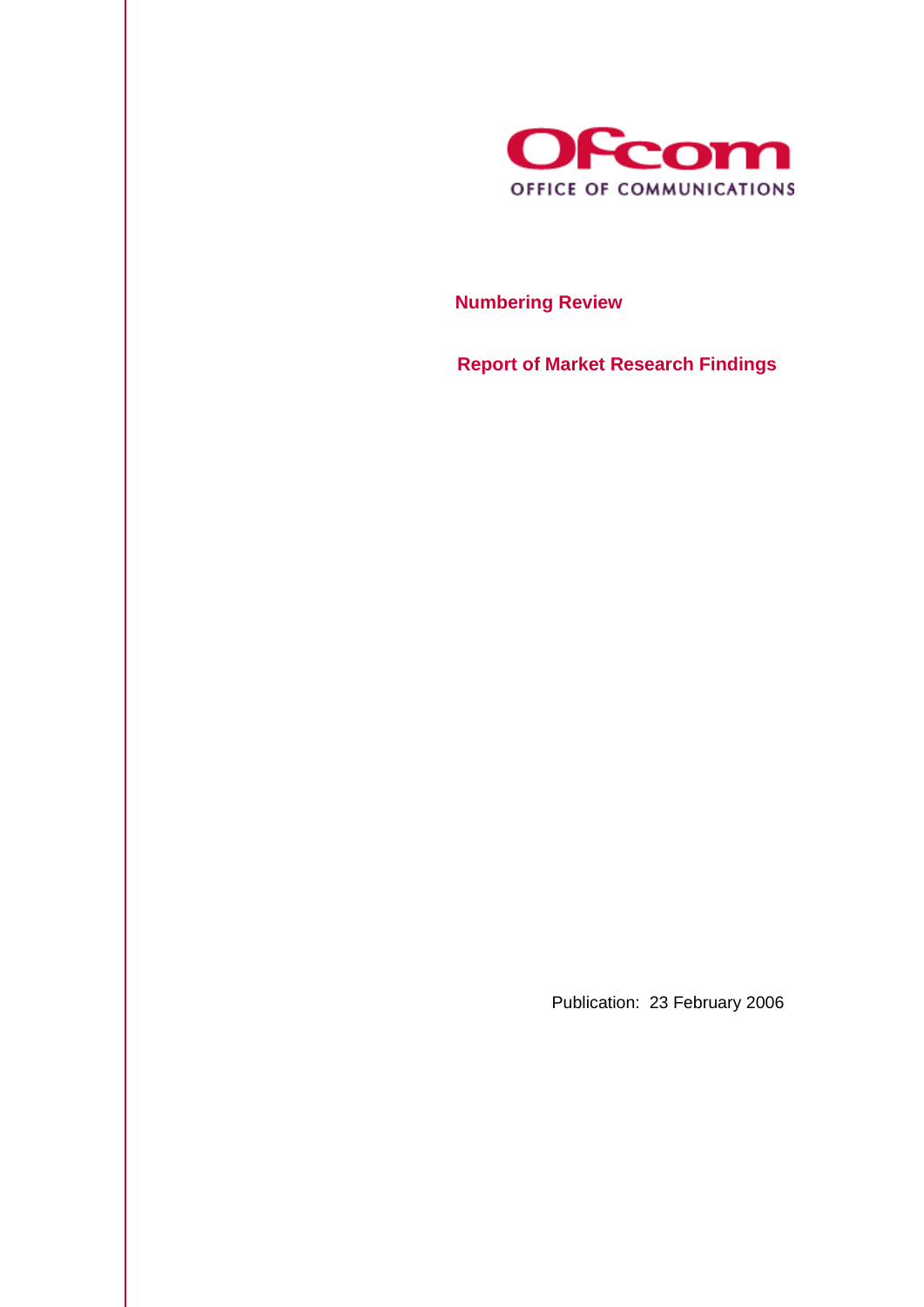Ofcom

OFFICE OF COMMUNICATIONS

# Numbering Review

## Report of Market Research Findings

Publication: 23 February 2006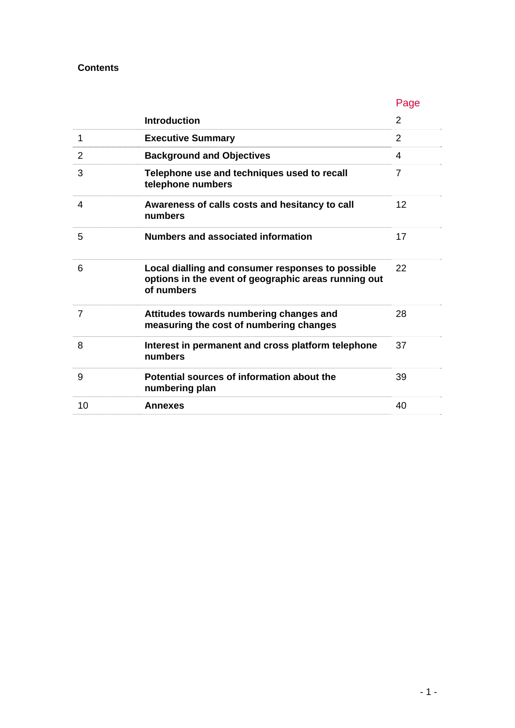# Contents

| | | Page |
|---|---|---|
| | **Introduction** | 2 |
| 1 | **Executive Summary** | 2 |
| 2 | **Background and Objectives** | 4 |
| 3 | **Telephone use and techniques used to recall telephone numbers** | 7 |
| 4 | **Awareness of calls costs and hesitancy to call numbers** | 12 |
| 5 | **Numbers and associated information** | 17 |
| 6 | **Local dialling and consumer responses to possible options in the event of geographic areas running out of numbers** | 22 |
| 7 | **Attitudes towards numbering changes and measuring the cost of numbering changes** | 28 |
| 8 | **Interest in permanent and cross platform telephone numbers** | 37 |
| 9 | **Potential sources of information about the numbering plan** | 39 |
| 10 | **Annexes** | 40 |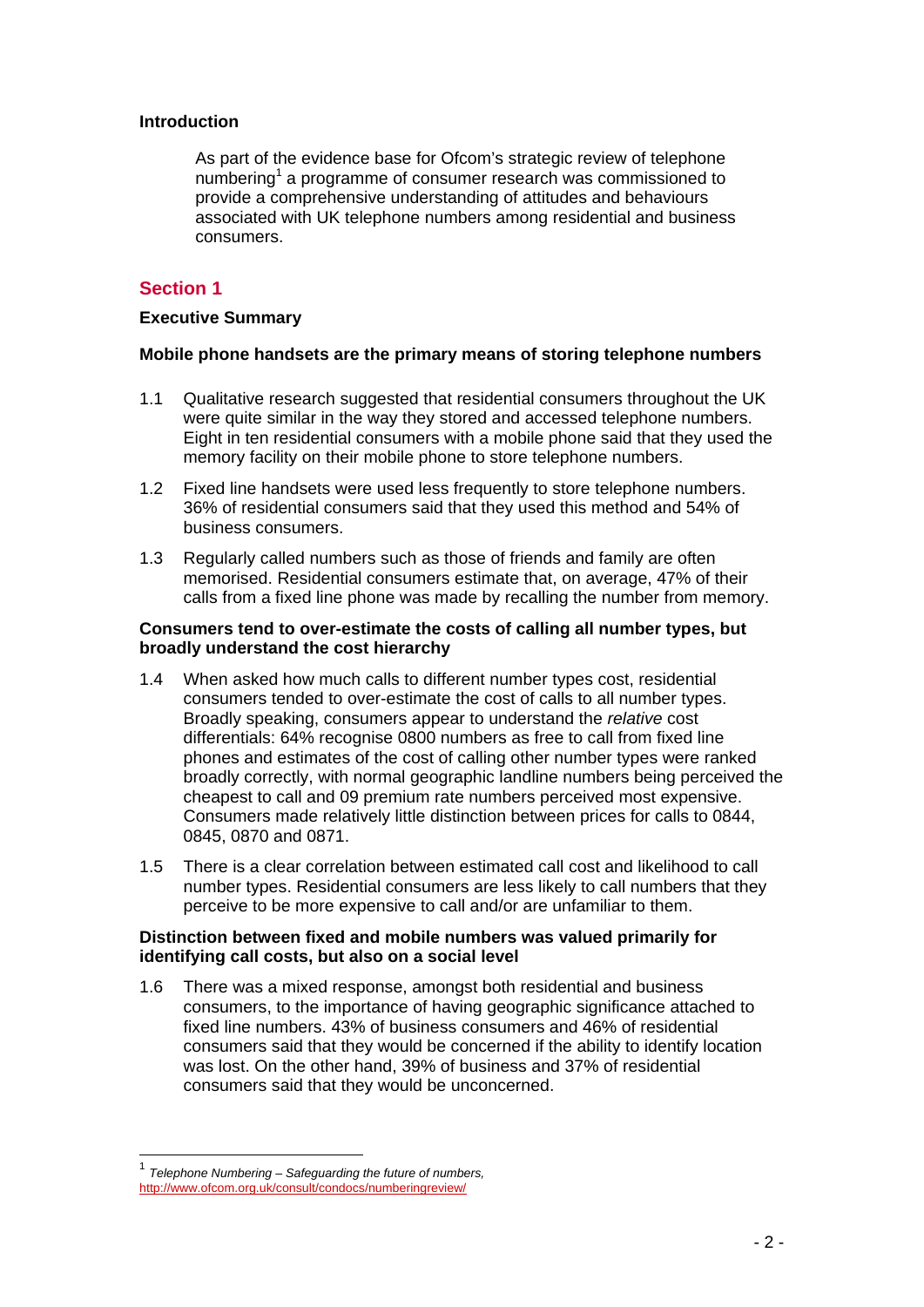**Introduction**

As part of the evidence base for Ofcom's strategic review of telephone numbering[1] a programme of consumer research was commissioned to provide a comprehensive understanding of attitudes and behaviours associated with UK telephone numbers among residential and business consumers.

## Section 1

### Executive Summary

**Mobile phone handsets are the primary means of storing telephone numbers**

1.1 Qualitative research suggested that residential consumers throughout the UK were quite similar in the way they stored and accessed telephone numbers. Eight in ten residential consumers with a mobile phone said that they used the memory facility on their mobile phone to store telephone numbers.

1.2 Fixed line handsets were used less frequently to store telephone numbers. 36% of residential consumers said that they used this method and 54% of business consumers.

1.3 Regularly called numbers such as those of friends and family are often memorised. Residential consumers estimate that, on average, 47% of their calls from a fixed line phone was made by recalling the number from memory.

**Consumers tend to over-estimate the costs of calling all number types, but broadly understand the cost hierarchy**

1.4 When asked how much calls to different number types cost, residential consumers tended to over-estimate the cost of calls to all number types. Broadly speaking, consumers appear to understand the *relative* cost differentials: 64% recognise 0800 numbers as free to call from fixed line phones and estimates of the cost of calling other number types were ranked broadly correctly, with normal geographic landline numbers being perceived the cheapest to call and 09 premium rate numbers perceived most expensive. Consumers made relatively little distinction between prices for calls to 0844, 0845, 0870 and 0871.

1.5 There is a clear correlation between estimated call cost and likelihood to call number types. Residential consumers are less likely to call numbers that they perceive to be more expensive to call and/or are unfamiliar to them.

**Distinction between fixed and mobile numbers was valued primarily for identifying call costs, but also on a social level**

1.6 There was a mixed response, amongst both residential and business consumers, to the importance of having geographic significance attached to fixed line numbers. 43% of business consumers and 46% of residential consumers said that they would be concerned if the ability to identify location was lost. On the other hand, 39% of business and 37% of residential consumers said that they would be unconcerned.

---

[1] *Telephone Numbering – Safeguarding the future of numbers,* http://www.ofcom.org.uk/consult/condocs/numberingreview/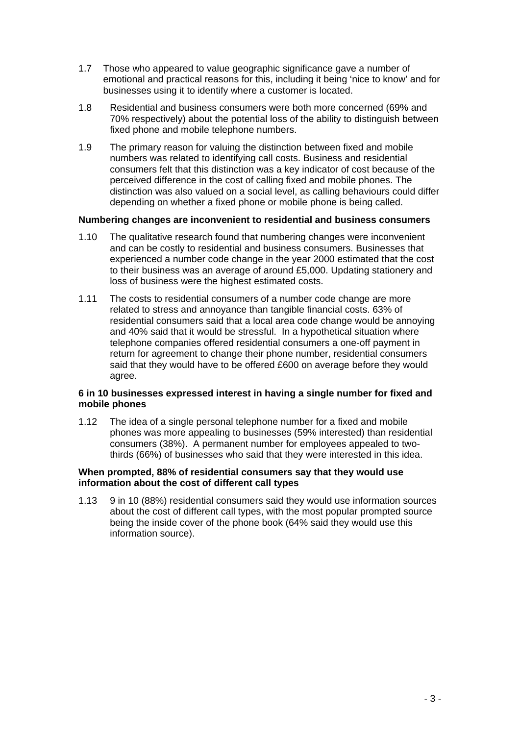1.7 Those who appeared to value geographic significance gave a number of emotional and practical reasons for this, including it being 'nice to know' and for businesses using it to identify where a customer is located.

1.8 Residential and business consumers were both more concerned (69% and 70% respectively) about the potential loss of the ability to distinguish between fixed phone and mobile telephone numbers.

1.9 The primary reason for valuing the distinction between fixed and mobile numbers was related to identifying call costs. Business and residential consumers felt that this distinction was a key indicator of cost because of the perceived difference in the cost of calling fixed and mobile phones. The distinction was also valued on a social level, as calling behaviours could differ depending on whether a fixed phone or mobile phone is being called.

**Numbering changes are inconvenient to residential and business consumers**

1.10 The qualitative research found that numbering changes were inconvenient and can be costly to residential and business consumers. Businesses that experienced a number code change in the year 2000 estimated that the cost to their business was an average of around £5,000. Updating stationery and loss of business were the highest estimated costs.

1.11 The costs to residential consumers of a number code change are more related to stress and annoyance than tangible financial costs. 63% of residential consumers said that a local area code change would be annoying and 40% said that it would be stressful. In a hypothetical situation where telephone companies offered residential consumers a one-off payment in return for agreement to change their phone number, residential consumers said that they would have to be offered £600 on average before they would agree.

**6 in 10 businesses expressed interest in having a single number for fixed and mobile phones**

1.12 The idea of a single personal telephone number for a fixed and mobile phones was more appealing to businesses (59% interested) than residential consumers (38%). A permanent number for employees appealed to two-thirds (66%) of businesses who said that they were interested in this idea.

**When prompted, 88% of residential consumers say that they would use information about the cost of different call types**

1.13 9 in 10 (88%) residential consumers said they would use information sources about the cost of different call types, with the most popular prompted source being the inside cover of the phone book (64% said they would use this information source).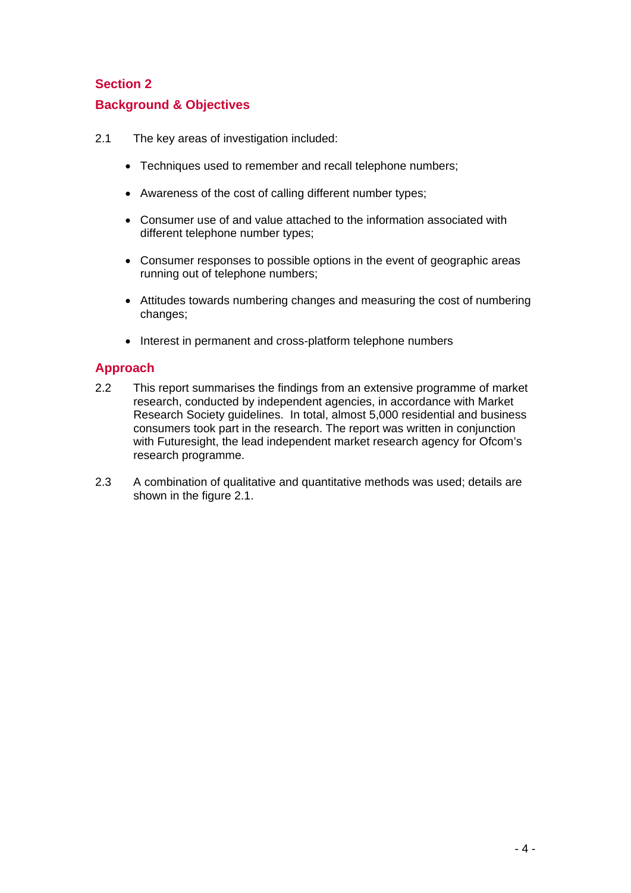## Section 2

## Background & Objectives

2.1 The key areas of investigation included:

- Techniques used to remember and recall telephone numbers;
- Awareness of the cost of calling different number types;
- Consumer use of and value attached to the information associated with different telephone number types;
- Consumer responses to possible options in the event of geographic areas running out of telephone numbers;
- Attitudes towards numbering changes and measuring the cost of numbering changes;
- Interest in permanent and cross-platform telephone numbers

### Approach

2.2 This report summarises the findings from an extensive programme of market research, conducted by independent agencies, in accordance with Market Research Society guidelines. In total, almost 5,000 residential and business consumers took part in the research. The report was written in conjunction with Futuresight, the lead independent market research agency for Ofcom's research programme.

2.3 A combination of qualitative and quantitative methods was used; details are shown in the figure 2.1.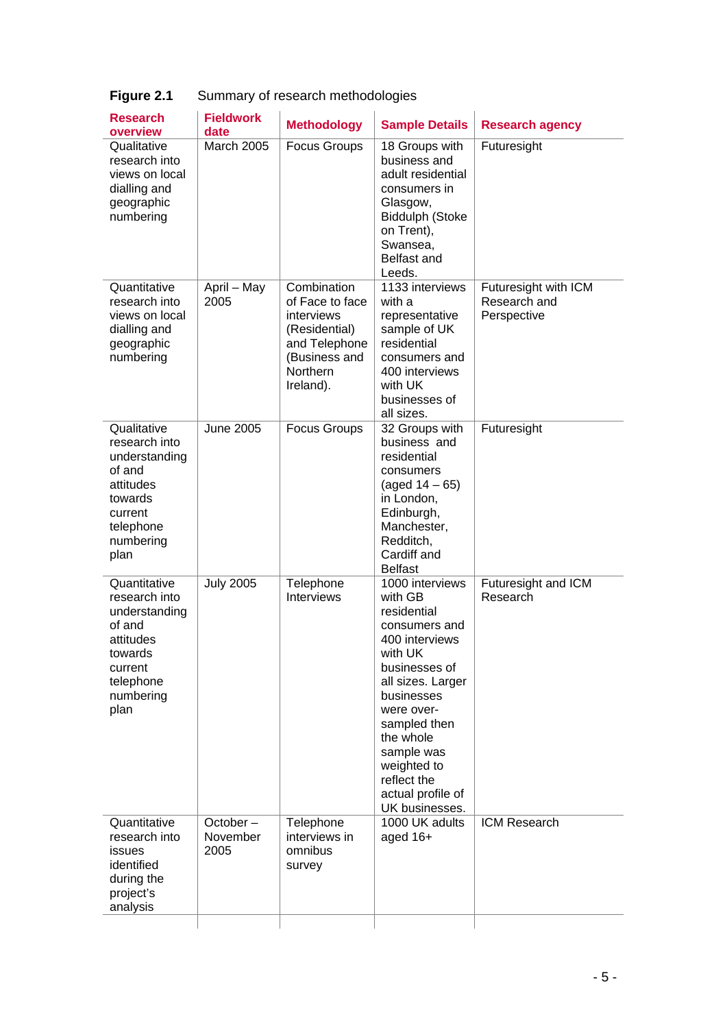**Figure 2.1** Summary of research methodologies

| Research overview | Fieldwork date | Methodology | Sample Details | Research agency |
|---|---|---|---|---|
| Qualitative research into views on local dialling and geographic numbering | March 2005 | Focus Groups | 18 Groups with business and adult residential consumers in Glasgow, Biddulph (Stoke on Trent), Swansea, Belfast and Leeds. | Futuresight |
| Quantitative research into views on local dialling and geographic numbering | April – May 2005 | Combination of Face to face interviews (Residential) and Telephone (Business and Northern Ireland). | 1133 interviews with a representative sample of UK residential consumers and 400 interviews with UK businesses of all sizes. | Futuresight with ICM Research and Perspective |
| Qualitative research into understanding of and attitudes towards current telephone numbering plan | June 2005 | Focus Groups | 32 Groups with business and residential consumers (aged 14 – 65) in London, Edinburgh, Manchester, Redditch, Cardiff and Belfast | Futuresight |
| Quantitative research into understanding of and attitudes towards current telephone numbering plan | July 2005 | Telephone Interviews | 1000 interviews with GB residential consumers and 400 interviews with UK businesses of all sizes. Larger businesses were over-sampled then the whole sample was weighted to reflect the actual profile of UK businesses. | Futuresight and ICM Research |
| Quantitative research into issues identified during the project's analysis | October – November 2005 | Telephone interviews in omnibus survey | 1000 UK adults aged 16+ | ICM Research |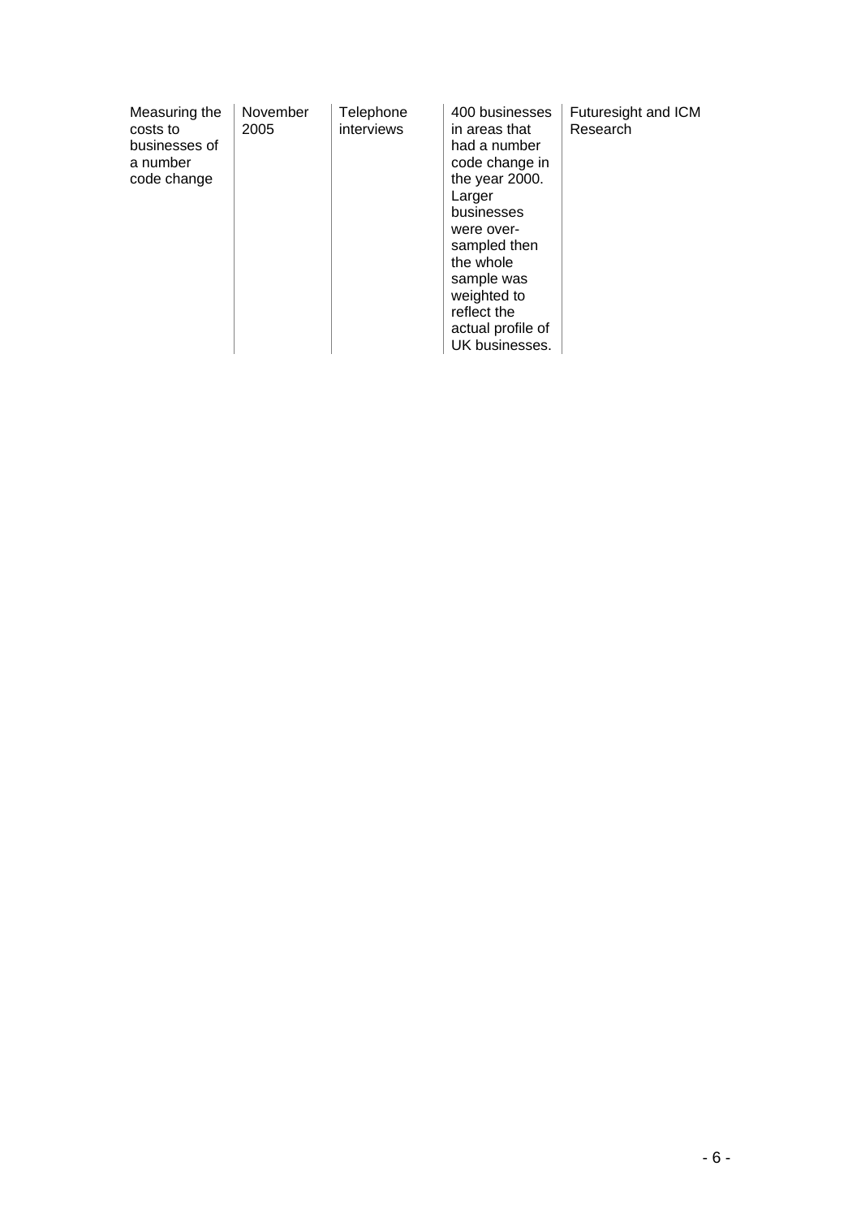| | | | | |
|---|---|---|---|---|
| Measuring the costs to businesses of a number code change | November 2005 | Telephone interviews | 400 businesses in areas that had a number code change in the year 2000. Larger businesses were over-sampled then the whole sample was weighted to reflect the actual profile of UK businesses. | Futuresight and ICM Research |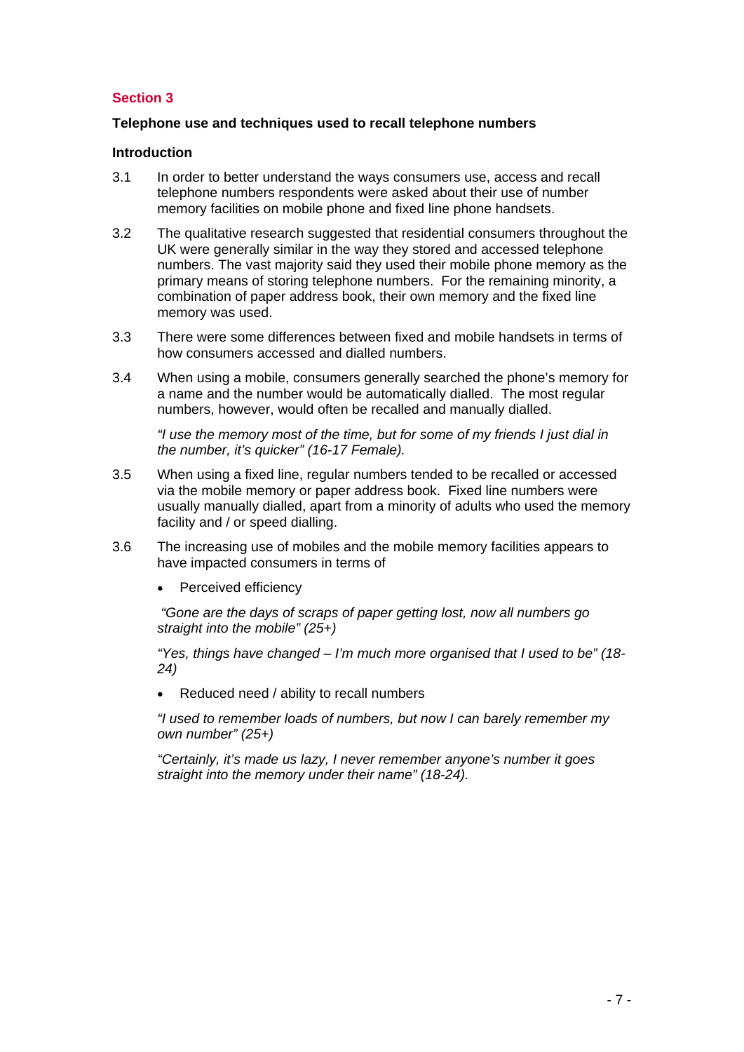## Section 3

### Telephone use and techniques used to recall telephone numbers

#### Introduction

3.1 In order to better understand the ways consumers use, access and recall telephone numbers respondents were asked about their use of number memory facilities on mobile phone and fixed line phone handsets.

3.2 The qualitative research suggested that residential consumers throughout the UK were generally similar in the way they stored and accessed telephone numbers. The vast majority said they used their mobile phone memory as the primary means of storing telephone numbers. For the remaining minority, a combination of paper address book, their own memory and the fixed line memory was used.

3.3 There were some differences between fixed and mobile handsets in terms of how consumers accessed and dialled numbers.

3.4 When using a mobile, consumers generally searched the phone's memory for a name and the number would be automatically dialled. The most regular numbers, however, would often be recalled and manually dialled.

*"I use the memory most of the time, but for some of my friends I just dial in the number, it's quicker" (16-17 Female).*

3.5 When using a fixed line, regular numbers tended to be recalled or accessed via the mobile memory or paper address book. Fixed line numbers were usually manually dialled, apart from a minority of adults who used the memory facility and / or speed dialling.

3.6 The increasing use of mobiles and the mobile memory facilities appears to have impacted consumers in terms of

- Perceived efficiency

*"Gone are the days of scraps of paper getting lost, now all numbers go straight into the mobile" (25+)*

*"Yes, things have changed – I'm much more organised that I used to be" (18-24)*

- Reduced need / ability to recall numbers

*"I used to remember loads of numbers, but now I can barely remember my own number" (25+)*

*"Certainly, it's made us lazy, I never remember anyone's number it goes straight into the memory under their name" (18-24).*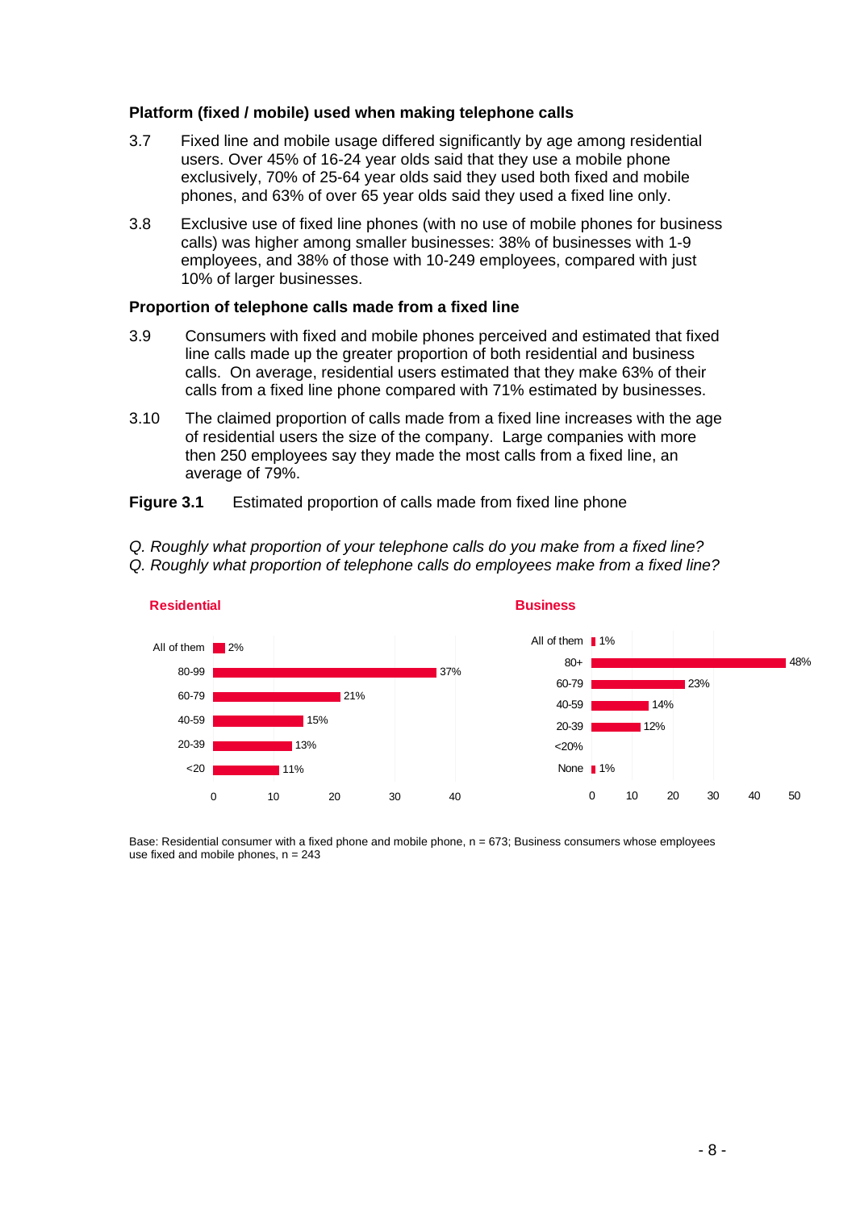**Platform (fixed / mobile) used when making telephone calls**

3.7 Fixed line and mobile usage differed significantly by age among residential users. Over 45% of 16-24 year olds said that they use a mobile phone exclusively, 70% of 25-64 year olds said they used both fixed and mobile phones, and 63% of over 65 year olds said they used a fixed line only.

3.8 Exclusive use of fixed line phones (with no use of mobile phones for business calls) was higher among smaller businesses: 38% of businesses with 1-9 employees, and 38% of those with 10-249 employees, compared with just 10% of larger businesses.

**Proportion of telephone calls made from a fixed line**

3.9 Consumers with fixed and mobile phones perceived and estimated that fixed line calls made up the greater proportion of both residential and business calls. On average, residential users estimated that they make 63% of their calls from a fixed line phone compared with 71% estimated by businesses.

3.10 The claimed proportion of calls made from a fixed line increases with the age of residential users the size of the company. Large companies with more then 250 employees say they made the most calls from a fixed line, an average of 79%.

**Figure 3.1** Estimated proportion of calls made from fixed line phone

*Q. Roughly what proportion of your telephone calls do you make from a fixed line?*
*Q. Roughly what proportion of telephone calls do employees make from a fixed line?*

**Residential**

| Proportion | % |
|---|---|
| All of them | 2% |
| 80-99 | 37% |
| 60-79 | 21% |
| 40-59 | 15% |
| 20-39 | 13% |
| <20 | 11% |

**Business**

| Proportion | % |
|---|---|
| All of them | 1% |
| 80+ | 48% |
| 60-79 | 23% |
| 40-59 | 14% |
| 20-39 | 12% |
| <20% | |
| None | 1% |

Base: Residential consumer with a fixed phone and mobile phone, n = 673; Business consumers whose employees use fixed and mobile phones, n = 243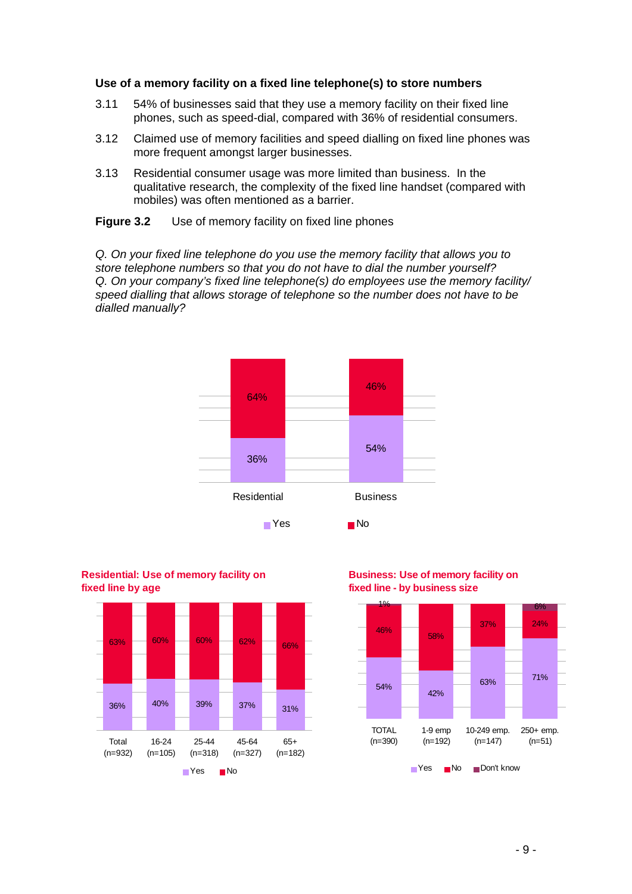### Use of a memory facility on a fixed line telephone(s) to store numbers

3.11 54% of businesses said that they use a memory facility on their fixed line phones, such as speed-dial, compared with 36% of residential consumers.

3.12 Claimed use of memory facilities and speed dialling on fixed line phones was more frequent amongst larger businesses.

3.13 Residential consumer usage was more limited than business. In the qualitative research, the complexity of the fixed line handset (compared with mobiles) was often mentioned as a barrier.

**Figure 3.2** Use of memory facility on fixed line phones

*Q. On your fixed line telephone do you use the memory facility that allows you to store telephone numbers so that you do not have to dial the number yourself?*
*Q. On your company's fixed line telephone(s) do employees use the memory facility/ speed dialling that allows storage of telephone so the number does not have to be dialled manually?*

| | Residential | Business |
|---|---|---|
| Yes | 36% | 54% |
| No | 64% | 46% |

**Residential: Use of memory facility on fixed line by age**

| | Total (n=932) | 16-24 (n=105) | 25-44 (n=318) | 45-64 (n=327) | 65+ (n=182) |
|---|---|---|---|---|---|
| Yes | 36% | 40% | 39% | 37% | 31% |
| No | 63% | 60% | 60% | 62% | 66% |

**Business: Use of memory facility on fixed line - by business size**

| | TOTAL (n=390) | 1-9 emp (n=192) | 10-249 emp. (n=147) | 250+ emp. (n=51) |
|---|---|---|---|---|
| Yes | 54% | 42% | 63% | 71% |
| No | 46% | 58% | 37% | 24% |
| Don't know | 1% | | | 6% |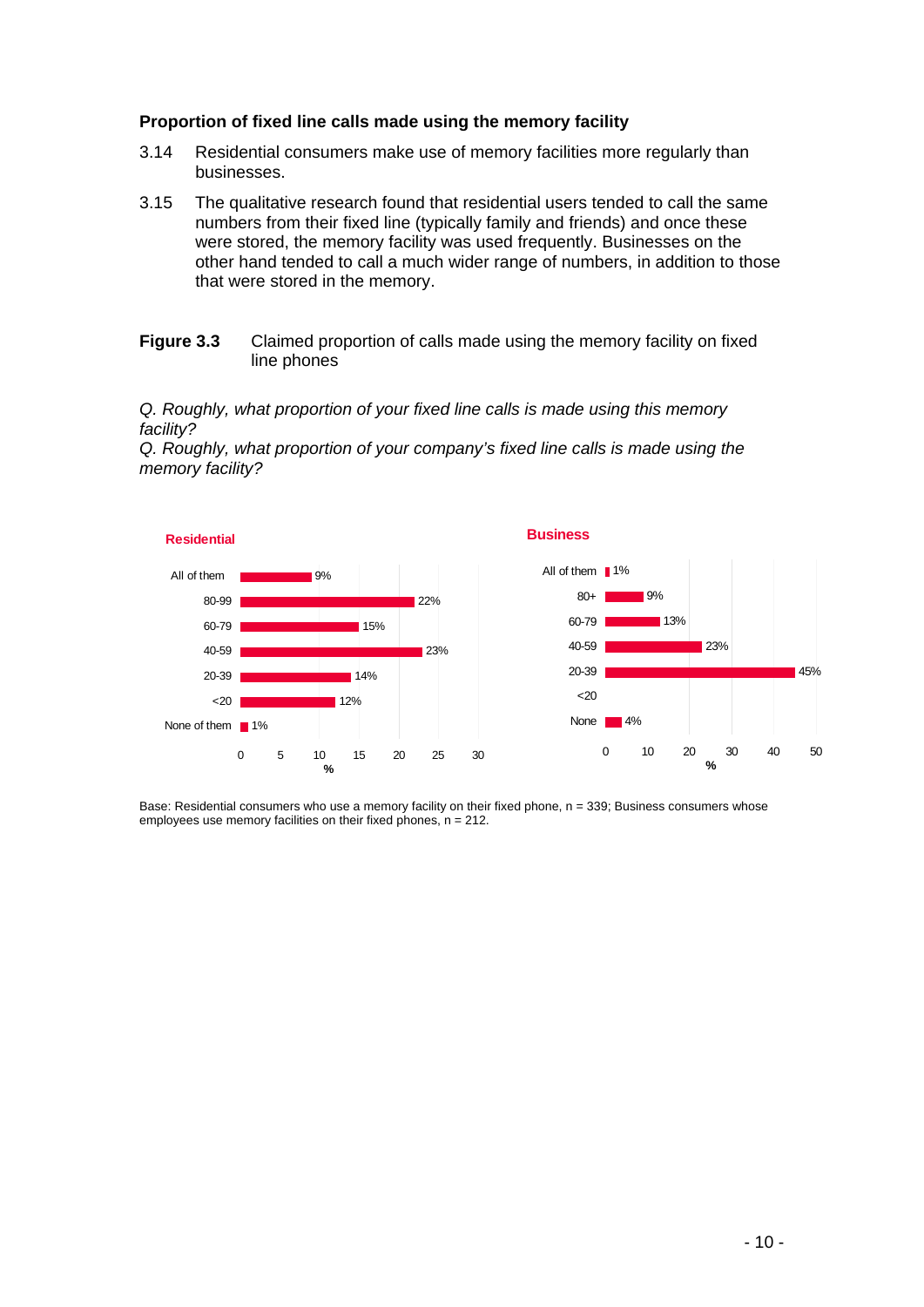### Proportion of fixed line calls made using the memory facility

3.14 Residential consumers make use of memory facilities more regularly than businesses.

3.15 The qualitative research found that residential users tended to call the same numbers from their fixed line (typically family and friends) and once these were stored, the memory facility was used frequently. Businesses on the other hand tended to call a much wider range of numbers, in addition to those that were stored in the memory.

**Figure 3.3** Claimed proportion of calls made using the memory facility on fixed line phones

*Q. Roughly, what proportion of your fixed line calls is made using this memory facility?*
*Q. Roughly, what proportion of your company's fixed line calls is made using the memory facility?*

**Residential**

| | % |
|---|---|
| All of them | 9% |
| 80-99 | 22% |
| 60-79 | 15% |
| 40-59 | 23% |
| 20-39 | 14% |
| <20 | 12% |
| None of them | 1% |

**Business**

| | % |
|---|---|
| All of them | 1% |
| 80+ | 9% |
| 60-79 | 13% |
| 40-59 | 23% |
| 20-39 | 45% |
| <20 | |
| None | 4% |

Base: Residential consumers who use a memory facility on their fixed phone, n = 339; Business consumers whose employees use memory facilities on their fixed phones, n = 212.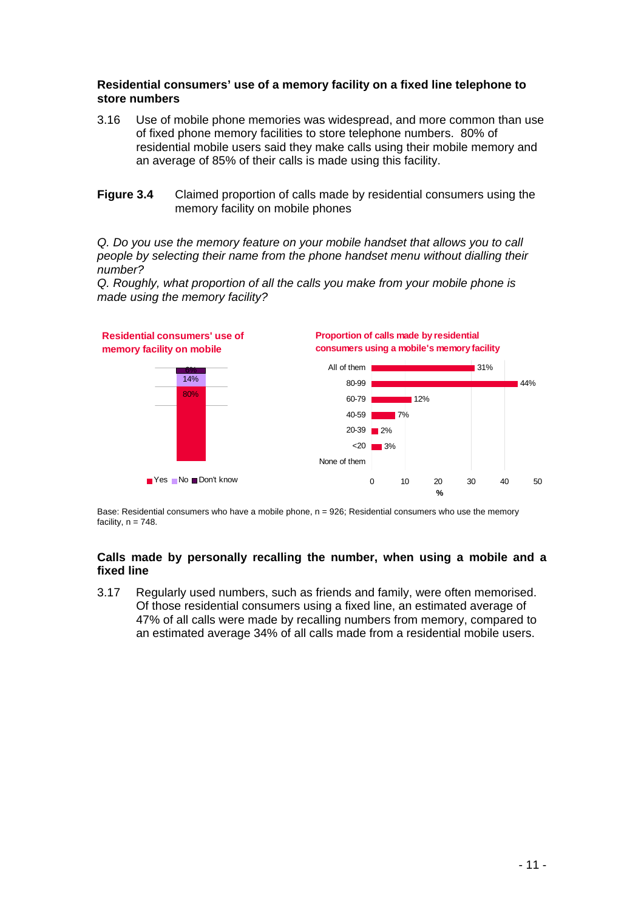### Residential consumers' use of a memory facility on a fixed line telephone to store numbers

3.16 Use of mobile phone memories was widespread, and more common than use of fixed phone memory facilities to store telephone numbers. 80% of residential mobile users said they make calls using their mobile memory and an average of 85% of their calls is made using this facility.

**Figure 3.4** Claimed proportion of calls made by residential consumers using the memory facility on mobile phones

*Q. Do you use the memory feature on your mobile handset that allows you to call people by selecting their name from the phone handset menu without dialling their number?*

*Q. Roughly, what proportion of all the calls you make from your mobile phone is made using the memory facility?*

**Residential consumers' use of memory facility on mobile**

| Response | % |
|---|---|
| Yes | 80% |
| No | 14% |
| Don't know | 6% |

**Proportion of calls made by residential consumers using a mobile's memory facility**

| Proportion | % |
|---|---|
| All of them | 31% |
| 80-99 | 44% |
| 60-79 | 12% |
| 40-59 | 7% |
| 20-39 | 2% |
| <20 | 3% |
| None of them | |

Base: Residential consumers who have a mobile phone, n = 926; Residential consumers who use the memory facility, n = 748.

### Calls made by personally recalling the number, when using a mobile and a fixed line

3.17 Regularly used numbers, such as friends and family, were often memorised. Of those residential consumers using a fixed line, an estimated average of 47% of all calls were made by recalling numbers from memory, compared to an estimated average 34% of all calls made from a residential mobile users.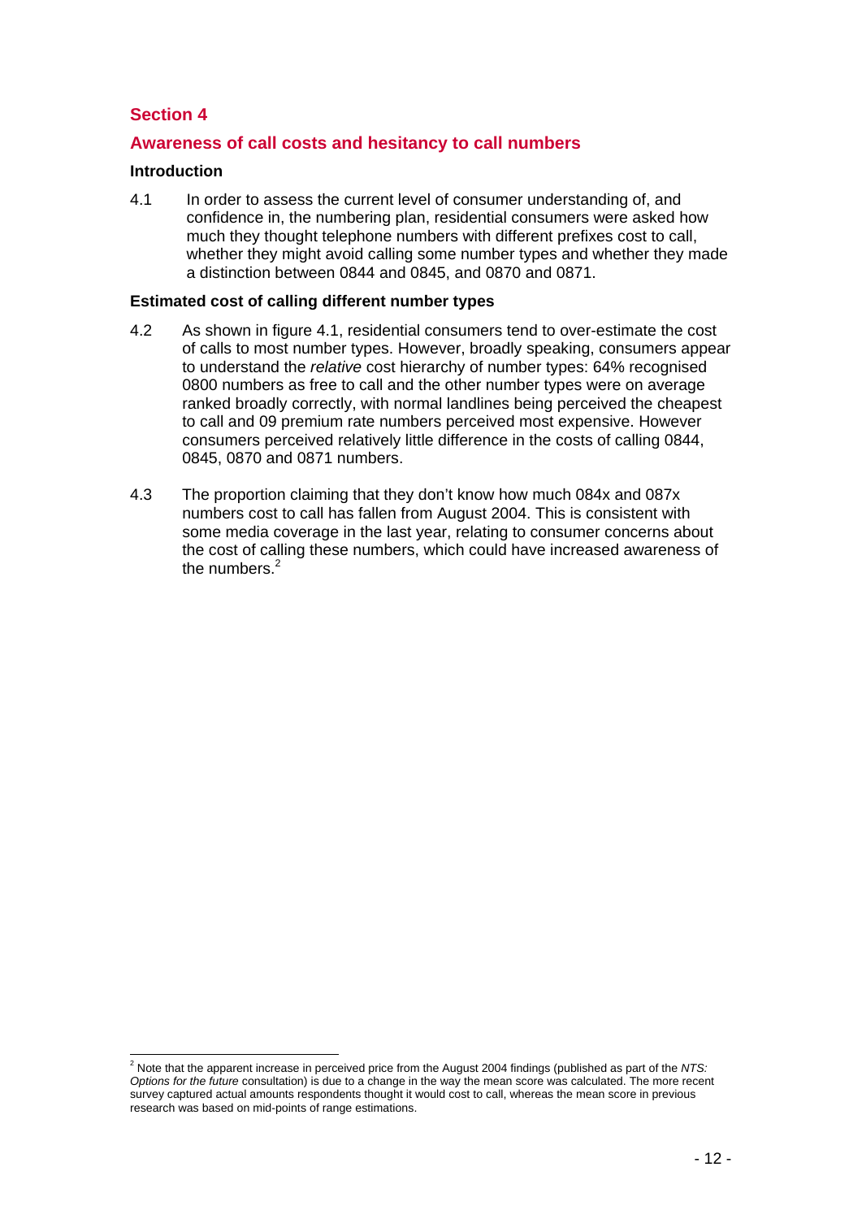# Section 4

## Awareness of call costs and hesitancy to call numbers

### Introduction

4.1 In order to assess the current level of consumer understanding of, and confidence in, the numbering plan, residential consumers were asked how much they thought telephone numbers with different prefixes cost to call, whether they might avoid calling some number types and whether they made a distinction between 0844 and 0845, and 0870 and 0871.

### Estimated cost of calling different number types

4.2 As shown in figure 4.1, residential consumers tend to over-estimate the cost of calls to most number types. However, broadly speaking, consumers appear to understand the *relative* cost hierarchy of number types: 64% recognised 0800 numbers as free to call and the other number types were on average ranked broadly correctly, with normal landlines being perceived the cheapest to call and 09 premium rate numbers perceived most expensive. However consumers perceived relatively little difference in the costs of calling 0844, 0845, 0870 and 0871 numbers.

4.3 The proportion claiming that they don't know how much 084x and 087x numbers cost to call has fallen from August 2004. This is consistent with some media coverage in the last year, relating to consumer concerns about the cost of calling these numbers, which could have increased awareness of the numbers.[2]

---

[2] Note that the apparent increase in perceived price from the August 2004 findings (published as part of the *NTS: Options for the future* consultation) is due to a change in the way the mean score was calculated. The more recent survey captured actual amounts respondents thought it would cost to call, whereas the mean score in previous research was based on mid-points of range estimations.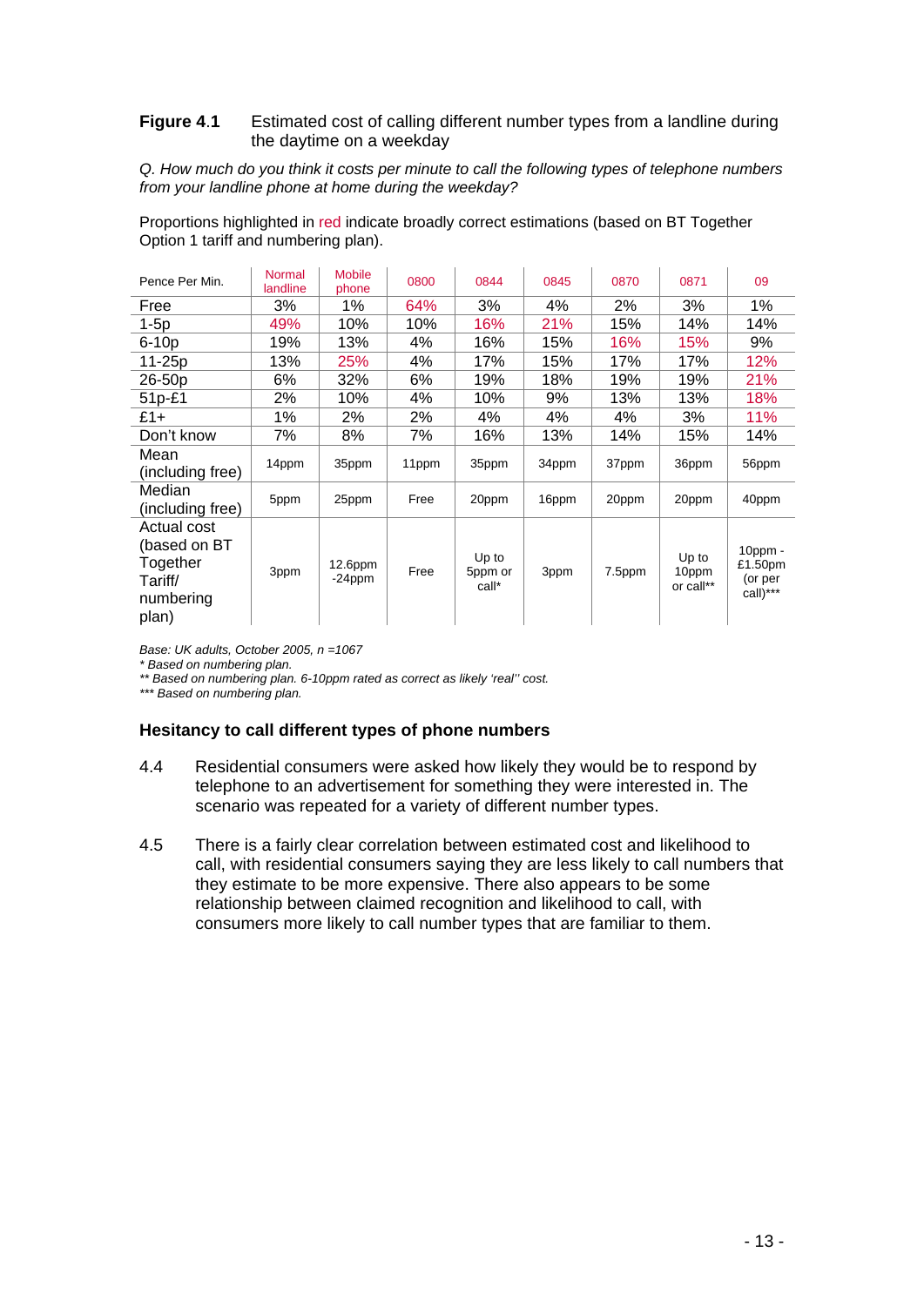**Figure 4.1** Estimated cost of calling different number types from a landline during the daytime on a weekday

*Q. How much do you think it costs per minute to call the following types of telephone numbers from your landline phone at home during the weekday?*

Proportions highlighted in red indicate broadly correct estimations (based on BT Together Option 1 tariff and numbering plan).

| Pence Per Min. | Normal landline | Mobile phone | 0800 | 0844 | 0845 | 0870 | 0871 | 09 |
|---|---|---|---|---|---|---|---|---|
| Free | 3% | 1% | 64% | 3% | 4% | 2% | 3% | 1% |
| 1-5p | 49% | 10% | 10% | 16% | 21% | 15% | 14% | 14% |
| 6-10p | 19% | 13% | 4% | 16% | 15% | 16% | 15% | 9% |
| 11-25p | 13% | 25% | 4% | 17% | 15% | 17% | 17% | 12% |
| 26-50p | 6% | 32% | 6% | 19% | 18% | 19% | 19% | 21% |
| 51p-£1 | 2% | 10% | 4% | 10% | 9% | 13% | 13% | 18% |
| £1+ | 1% | 2% | 2% | 4% | 4% | 4% | 3% | 11% |
| Don't know | 7% | 8% | 7% | 16% | 13% | 14% | 15% | 14% |
| Mean (including free) | 14ppm | 35ppm | 11ppm | 35ppm | 34ppm | 37ppm | 36ppm | 56ppm |
| Median (including free) | 5ppm | 25ppm | Free | 20ppm | 16ppm | 20ppm | 20ppm | 40ppm |
| Actual cost (based on BT Together Tariff/ numbering plan) | 3ppm | 12.6ppm -24ppm | Free | Up to 5ppm or call* | 3ppm | 7.5ppm | Up to 10ppm or call** | 10ppm - £1.50pm (or per call)*** |

*Base: UK adults, October 2005, n =1067*
*\* Based on numbering plan.*
*\*\* Based on numbering plan. 6-10ppm rated as correct as likely 'real'' cost.*
*\*\*\* Based on numbering plan.*

### Hesitancy to call different types of phone numbers

4.4 Residential consumers were asked how likely they would be to respond by telephone to an advertisement for something they were interested in. The scenario was repeated for a variety of different number types.

4.5 There is a fairly clear correlation between estimated cost and likelihood to call, with residential consumers saying they are less likely to call numbers that they estimate to be more expensive. There also appears to be some relationship between claimed recognition and likelihood to call, with consumers more likely to call number types that are familiar to them.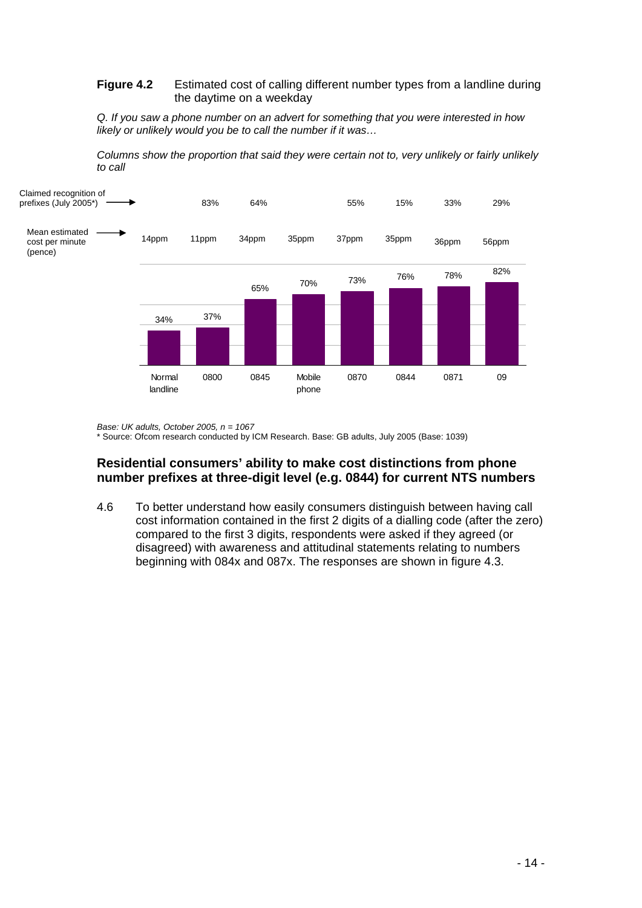**Figure 4.2** Estimated cost of calling different number types from a landline during the daytime on a weekday

*Q. If you saw a phone number on an advert for something that you were interested in how likely or unlikely would you be to call the number if it was…*

*Columns show the proportion that said they were certain not to, very unlikely or fairly unlikely to call*

| | Normal landline | 0800 | 0845 | Mobile phone | 0870 | 0844 | 0871 | 09 |
|---|---|---|---|---|---|---|---|---|
| Claimed recognition of prefixes (July 2005*) | | 83% | 64% | | 55% | 15% | 33% | 29% |
| Mean estimated cost per minute (pence) | 14ppm | 11ppm | 34ppm | 35ppm | 37ppm | 35ppm | 36ppm | 56ppm |
| Certain not to, very unlikely or fairly unlikely to call | 34% | 37% | 65% | 70% | 73% | 76% | 78% | 82% |

*Base: UK adults, October 2005, n = 1067*
\* Source: Ofcom research conducted by ICM Research. Base: GB adults, July 2005 (Base: 1039)

### Residential consumers' ability to make cost distinctions from phone number prefixes at three-digit level (e.g. 0844) for current NTS numbers

4.6 To better understand how easily consumers distinguish between having call cost information contained in the first 2 digits of a dialling code (after the zero) compared to the first 3 digits, respondents were asked if they agreed (or disagreed) with awareness and attitudinal statements relating to numbers beginning with 084x and 087x. The responses are shown in figure 4.3.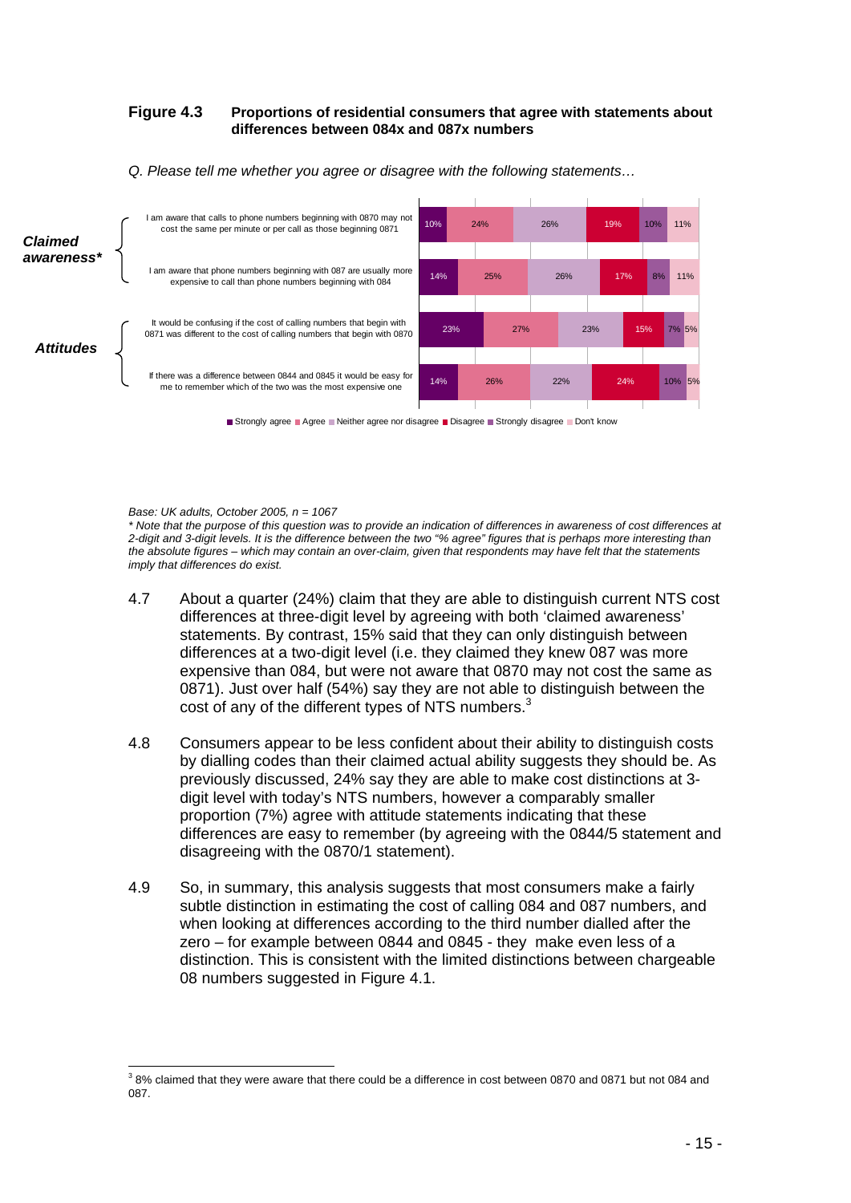**Figure 4.3 Proportions of residential consumers that agree with statements about differences between 084x and 087x numbers**

*Q. Please tell me whether you agree or disagree with the following statements…*

| | Statement | Strongly agree | Agree | Neither agree nor disagree | Disagree | Strongly disagree | Don't know |
|---|---|---|---|---|---|---|---|
| ***Claimed awareness**** | I am aware that calls to phone numbers beginning with 0870 may not cost the same per minute or per call as those beginning 0871 | 10% | 24% | 26% | 19% | 10% | 11% |
| | I am aware that phone numbers beginning with 087 are usually more expensive to call than phone numbers beginning with 084 | 14% | 25% | 26% | 17% | 8% | 11% |
| ***Attitudes*** | It would be confusing if the cost of calling numbers that begin with 0871 was different to the cost of calling numbers that begin with 0870 | 23% | 27% | 23% | 15% | 7% | 5% |
| | If there was a difference between 0844 and 0845 it would be easy for me to remember which of the two was the most expensive one | 14% | 26% | 22% | 24% | 10% | 5% |

*Base: UK adults, October 2005, n = 1067*

*\* Note that the purpose of this question was to provide an indication of differences in awareness of cost differences at 2-digit and 3-digit levels. It is the difference between the two "% agree" figures that is perhaps more interesting than the absolute figures – which may contain an over-claim, given that respondents may have felt that the statements imply that differences do exist.*

4.7 About a quarter (24%) claim that they are able to distinguish current NTS cost differences at three-digit level by agreeing with both 'claimed awareness' statements. By contrast, 15% said that they can only distinguish between differences at a two-digit level (i.e. they claimed they knew 087 was more expensive than 084, but were not aware that 0870 may not cost the same as 0871). Just over half (54%) say they are not able to distinguish between the cost of any of the different types of NTS numbers.[3]

4.8 Consumers appear to be less confident about their ability to distinguish costs by dialling codes than their claimed actual ability suggests they should be. As previously discussed, 24% say they are able to make cost distinctions at 3-digit level with today's NTS numbers, however a comparably smaller proportion (7%) agree with attitude statements indicating that these differences are easy to remember (by agreeing with the 0844/5 statement and disagreeing with the 0870/1 statement).

4.9 So, in summary, this analysis suggests that most consumers make a fairly subtle distinction in estimating the cost of calling 084 and 087 numbers, and when looking at differences according to the third number dialled after the zero – for example between 0844 and 0845 - they make even less of a distinction. This is consistent with the limited distinctions between chargeable 08 numbers suggested in Figure 4.1.

[3] 8% claimed that they were aware that there could be a difference in cost between 0870 and 0871 but not 084 and 087.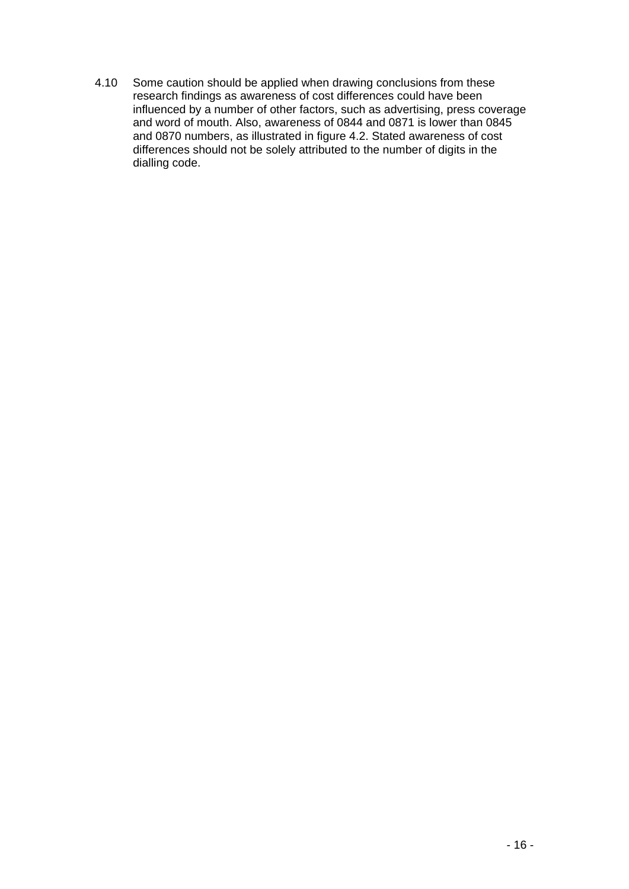4.10 Some caution should be applied when drawing conclusions from these research findings as awareness of cost differences could have been influenced by a number of other factors, such as advertising, press coverage and word of mouth. Also, awareness of 0844 and 0871 is lower than 0845 and 0870 numbers, as illustrated in figure 4.2. Stated awareness of cost differences should not be solely attributed to the number of digits in the dialling code.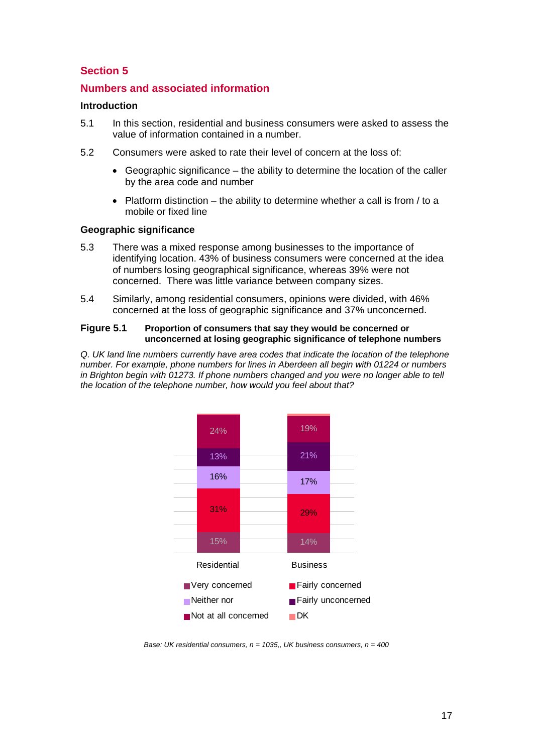## Section 5

## Numbers and associated information

### Introduction

5.1 In this section, residential and business consumers were asked to assess the value of information contained in a number.

5.2 Consumers were asked to rate their level of concern at the loss of:

- Geographic significance – the ability to determine the location of the caller by the area code and number
- Platform distinction – the ability to determine whether a call is from / to a mobile or fixed line

### Geographic significance

5.3 There was a mixed response among businesses to the importance of identifying location. 43% of business consumers were concerned at the idea of numbers losing geographical significance, whereas 39% were not concerned. There was little variance between company sizes.

5.4 Similarly, among residential consumers, opinions were divided, with 46% concerned at the loss of geographic significance and 37% unconcerned.

**Figure 5.1 Proportion of consumers that say they would be concerned or unconcerned at losing geographic significance of telephone numbers**

*Q. UK land line numbers currently have area codes that indicate the location of the telephone number. For example, phone numbers for lines in Aberdeen all begin with 01224 or numbers in Brighton begin with 01273. If phone numbers changed and you were no longer able to tell the location of the telephone number, how would you feel about that?*

| | Residential | Business |
|---|---|---|
| Very concerned | 15% | 14% |
| Fairly concerned | 31% | 29% |
| Neither nor | 16% | 17% |
| Fairly unconcerned | 13% | 21% |
| Not at all concerned | 24% | 19% |
| DK | | |

*Base: UK residential consumers, n = 1035,, UK business consumers, n = 400*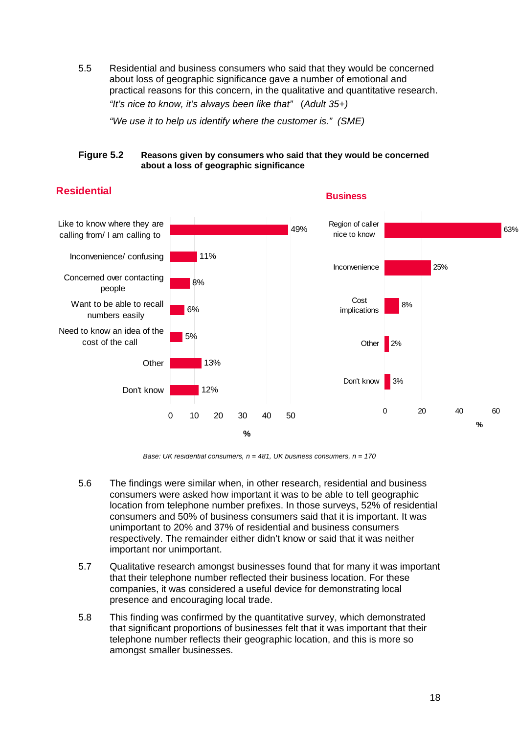5.5 Residential and business consumers who said that they would be concerned about loss of geographic significance gave a number of emotional and practical reasons for this concern, in the qualitative and quantitative research.

*"It's nice to know, it's always been like that"* *(Adult 35+)*

*"We use it to help us identify where the customer is."* *(SME)*

**Figure 5.2 Reasons given by consumers who said that they would be concerned about a loss of geographic significance**

**Residential**

| Reason | % |
|---|---|
| Like to know where they are calling from/ I am calling to | 49% |
| Inconvenience/ confusing | 11% |
| Concerned over contacting people | 8% |
| Want to be able to recall numbers easily | 6% |
| Need to know an idea of the cost of the call | 5% |
| Other | 13% |
| Don't know | 12% |

**Business**

| Reason | % |
|---|---|
| Region of caller nice to know | 63% |
| Inconvenience | 25% |
| Cost implications | 8% |
| Other | 2% |
| Don't know | 3% |

*Base: UK residential consumers, n = 481, UK business consumers, n = 170*

5.6 The findings were similar when, in other research, residential and business consumers were asked how important it was to be able to tell geographic location from telephone number prefixes. In those surveys, 52% of residential consumers and 50% of business consumers said that it is important. It was unimportant to 20% and 37% of residential and business consumers respectively. The remainder either didn't know or said that it was neither important nor unimportant.

5.7 Qualitative research amongst businesses found that for many it was important that their telephone number reflected their business location. For these companies, it was considered a useful device for demonstrating local presence and encouraging local trade.

5.8 This finding was confirmed by the quantitative survey, which demonstrated that significant proportions of businesses felt that it was important that their telephone number reflects their geographic location, and this is more so amongst smaller businesses.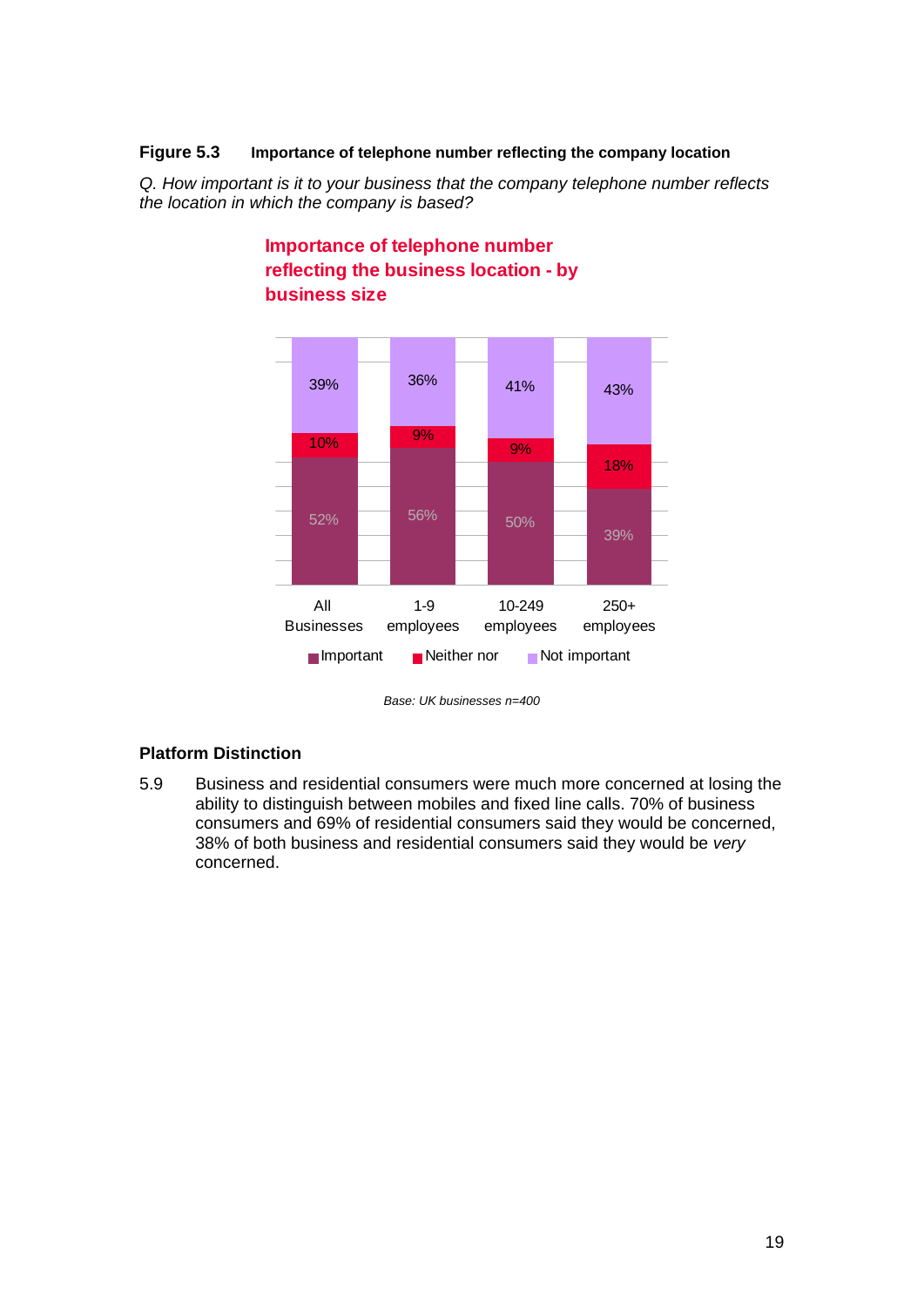**Figure 5.3 Importance of telephone number reflecting the company location**

*Q. How important is it to your business that the company telephone number reflects the location in which the company is based?*

**Importance of telephone number reflecting the business location - by business size**

| | All Businesses | 1-9 employees | 10-249 employees | 250+ employees |
|---|---|---|---|---|
| Important | 52% | 56% | 50% | 39% |
| Neither nor | 10% | 9% | 9% | 18% |
| Not important | 39% | 36% | 41% | 43% |

*Base: UK businesses n=400*

### Platform Distinction

5.9 Business and residential consumers were much more concerned at losing the ability to distinguish between mobiles and fixed line calls. 70% of business consumers and 69% of residential consumers said they would be concerned, 38% of both business and residential consumers said they would be *very* concerned.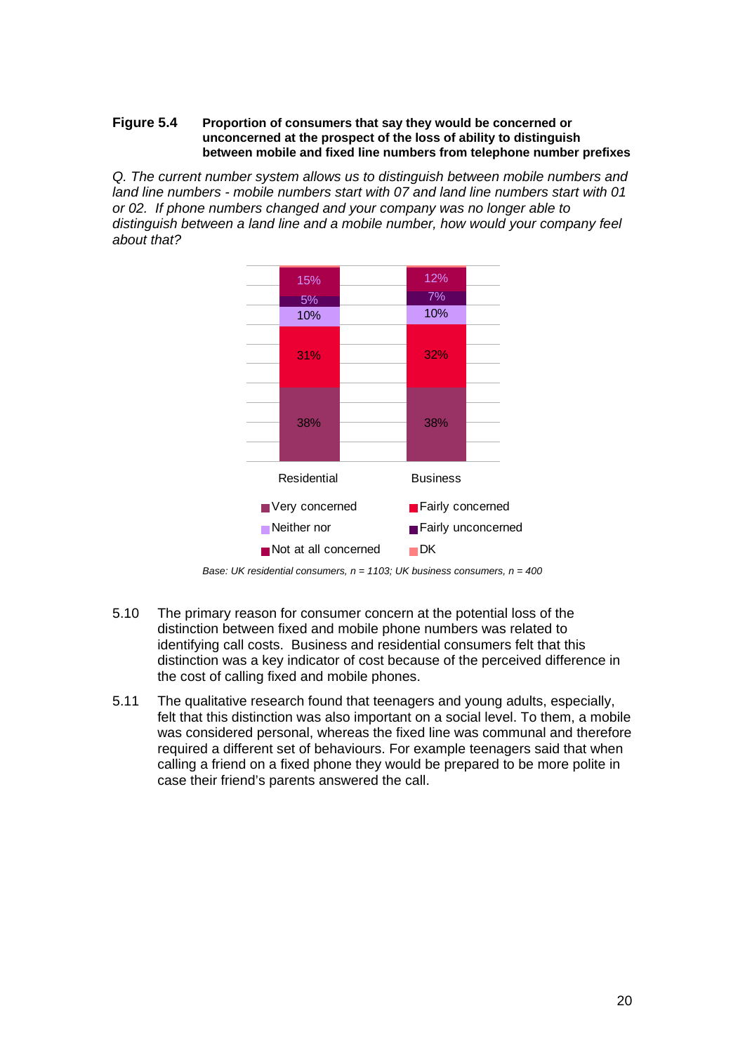**Figure 5.4** **Proportion of consumers that say they would be concerned or unconcerned at the prospect of the loss of ability to distinguish between mobile and fixed line numbers from telephone number prefixes**

*Q. The current number system allows us to distinguish between mobile numbers and land line numbers - mobile numbers start with 07 and land line numbers start with 01 or 02. If phone numbers changed and your company was no longer able to distinguish between a land line and a mobile number, how would your company feel about that?*

| | Residential | Business |
|---|---|---|
| Very concerned | 38% | 38% |
| Fairly concerned | 31% | 32% |
| Neither nor | 10% | 10% |
| Fairly unconcerned | 5% | 7% |
| Not at all concerned | 15% | 12% |
| DK | | |

*Base: UK residential consumers, n = 1103; UK business consumers, n = 400*

5.10 The primary reason for consumer concern at the potential loss of the distinction between fixed and mobile phone numbers was related to identifying call costs. Business and residential consumers felt that this distinction was a key indicator of cost because of the perceived difference in the cost of calling fixed and mobile phones.

5.11 The qualitative research found that teenagers and young adults, especially, felt that this distinction was also important on a social level. To them, a mobile was considered personal, whereas the fixed line was communal and therefore required a different set of behaviours. For example teenagers said that when calling a friend on a fixed phone they would be prepared to be more polite in case their friend's parents answered the call.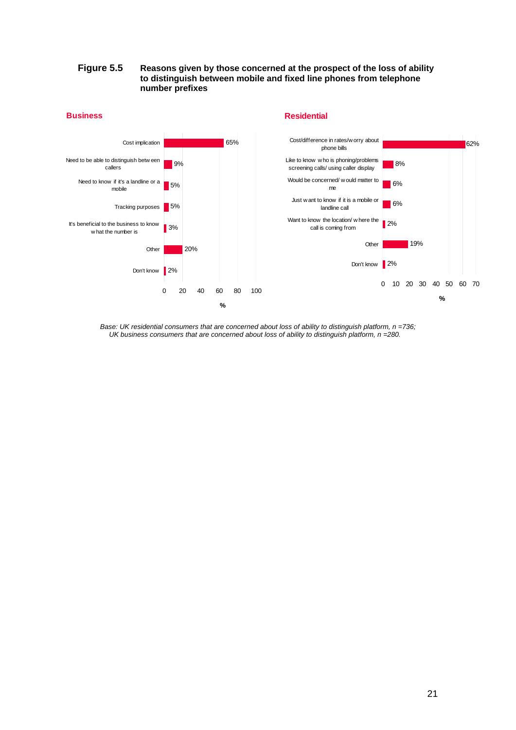**Figure 5.5** **Reasons given by those concerned at the prospect of the loss of ability to distinguish between mobile and fixed line phones from telephone number prefixes**

**Business**

| Reason | % |
|---|---|
| Cost implication | 65% |
| Need to be able to distinguish between callers | 9% |
| Need to know if it's a landline or a mobile | 5% |
| Tracking purposes | 5% |
| It's beneficial to the business to know what the number is | 3% |
| Other | 20% |
| Don't know | 2% |

**Residential**

| Reason | % |
|---|---|
| Cost/difference in rates/worry about phone bills | 62% |
| Like to know who is phoning/problems screening calls/ using caller display | 8% |
| Would be concerned/ would matter to me | 6% |
| Just want to know if it is a mobile or landline call | 6% |
| Want to know the location/ where the call is coming from | 2% |
| Other | 19% |
| Don't know | 2% |

*Base: UK residential consumers that are concerned about loss of ability to distinguish platform, n =736; UK business consumers that are concerned about loss of ability to distinguish platform, n =280.*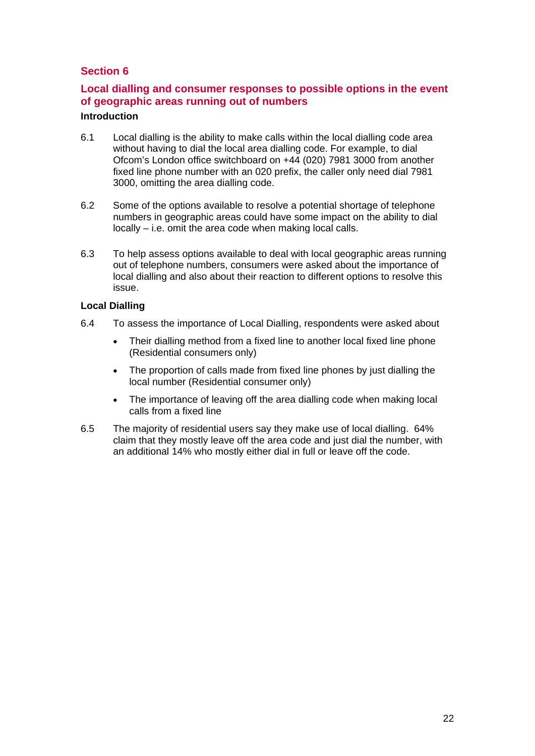# Section 6

## Local dialling and consumer responses to possible options in the event of geographic areas running out of numbers

### Introduction

6.1 Local dialling is the ability to make calls within the local dialling code area without having to dial the local area dialling code. For example, to dial Ofcom's London office switchboard on +44 (020) 7981 3000 from another fixed line phone number with an 020 prefix, the caller only need dial 7981 3000, omitting the area dialling code.

6.2 Some of the options available to resolve a potential shortage of telephone numbers in geographic areas could have some impact on the ability to dial locally – i.e. omit the area code when making local calls.

6.3 To help assess options available to deal with local geographic areas running out of telephone numbers, consumers were asked about the importance of local dialling and also about their reaction to different options to resolve this issue.

### Local Dialling

6.4 To assess the importance of Local Dialling, respondents were asked about

- Their dialling method from a fixed line to another local fixed line phone (Residential consumers only)
- The proportion of calls made from fixed line phones by just dialling the local number (Residential consumer only)
- The importance of leaving off the area dialling code when making local calls from a fixed line

6.5 The majority of residential users say they make use of local dialling. 64% claim that they mostly leave off the area code and just dial the number, with an additional 14% who mostly either dial in full or leave off the code.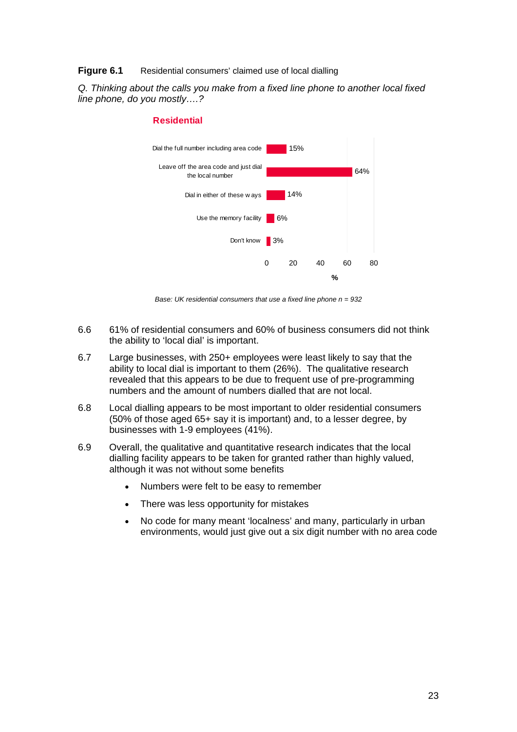**Figure 6.1** Residential consumers' claimed use of local dialling

*Q. Thinking about the calls you make from a fixed line phone to another local fixed line phone, do you mostly….?*

**Residential**

| | % |
|---|---|
| Dial the full number including area code | 15% |
| Leave off the area code and just dial the local number | 64% |
| Dial in either of these ways | 14% |
| Use the memory facility | 6% |
| Don't know | 3% |

*Base: UK residential consumers that use a fixed line phone n = 932*

6.6 61% of residential consumers and 60% of business consumers did not think the ability to 'local dial' is important.

6.7 Large businesses, with 250+ employees were least likely to say that the ability to local dial is important to them (26%). The qualitative research revealed that this appears to be due to frequent use of pre-programming numbers and the amount of numbers dialled that are not local.

6.8 Local dialling appears to be most important to older residential consumers (50% of those aged 65+ say it is important) and, to a lesser degree, by businesses with 1-9 employees (41%).

6.9 Overall, the qualitative and quantitative research indicates that the local dialling facility appears to be taken for granted rather than highly valued, although it was not without some benefits

- Numbers were felt to be easy to remember
- There was less opportunity for mistakes
- No code for many meant 'localness' and many, particularly in urban environments, would just give out a six digit number with no area code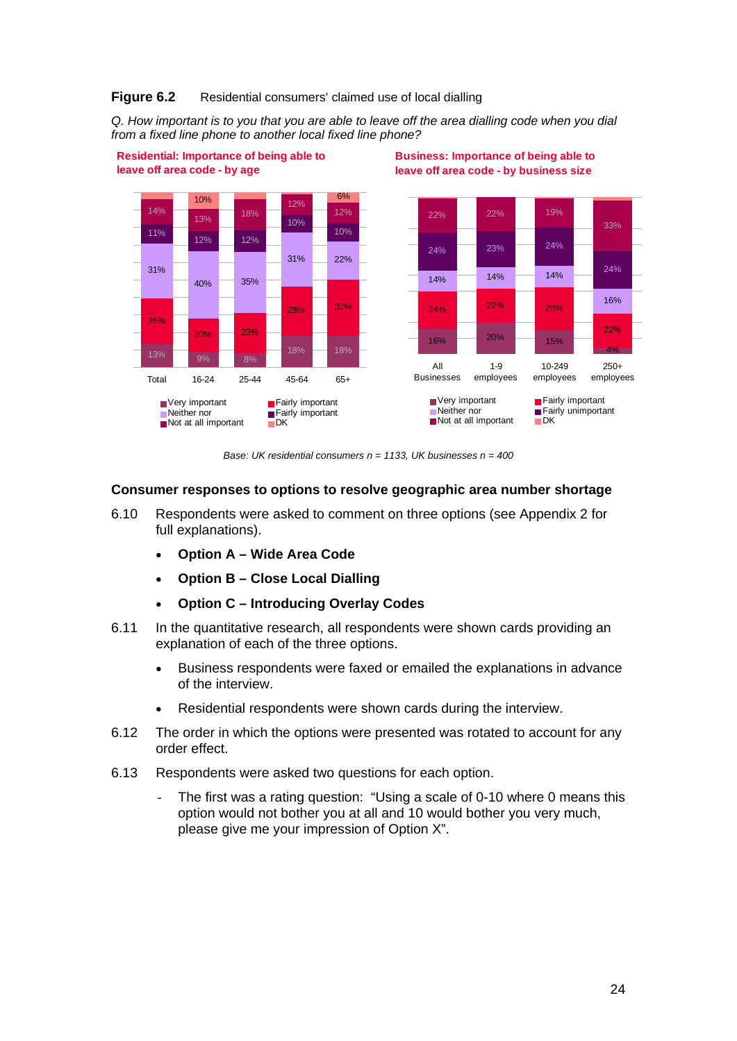**Figure 6.2** Residential consumers' claimed use of local dialling

*Q. How important is to you that you are able to leave off the area dialling code when you dial from a fixed line phone to another local fixed line phone?*

**Residential: Importance of being able to leave off area code - by age**

| | Total | 16-24 | 25-44 | 45-64 | 65+ |
|---|---|---|---|---|---|
| Very important | 13% | 9% | 8% | 18% | 18% |
| Fairly important | 26% | 20% | 23% | 28% | 32% |
| Neither nor | 31% | 40% | 35% | 31% | 22% |
| Fairly important | 11% | 12% | 12% | 10% | 10% |
| Not at all important | 14% | 13% | 18% | 12% | 12% |
| DK | | 10% | | | 6% |

**Business: Importance of being able to leave off area code - by business size**

| | All Businesses | 1-9 employees | 10-249 employees | 250+ employees |
|---|---|---|---|---|
| Very important | 16% | 20% | 15% | 4% |
| Fairly important | 24% | 22% | 28% | 22% |
| Neither nor | 14% | 14% | 14% | 16% |
| Fairly unimportant | 24% | 23% | 24% | 24% |
| Not at all important | 22% | 22% | 19% | 33% |
| DK | | | | |

*Base: UK residential consumers n = 1133, UK businesses n = 400*

### Consumer responses to options to resolve geographic area number shortage

6.10 Respondents were asked to comment on three options (see Appendix 2 for full explanations).

- **Option A – Wide Area Code**
- **Option B – Close Local Dialling**
- **Option C – Introducing Overlay Codes**

6.11 In the quantitative research, all respondents were shown cards providing an explanation of each of the three options.

- Business respondents were faxed or emailed the explanations in advance of the interview.
- Residential respondents were shown cards during the interview.

6.12 The order in which the options were presented was rotated to account for any order effect.

6.13 Respondents were asked two questions for each option.

- The first was a rating question: "Using a scale of 0-10 where 0 means this option would not bother you at all and 10 would bother you very much, please give me your impression of Option X".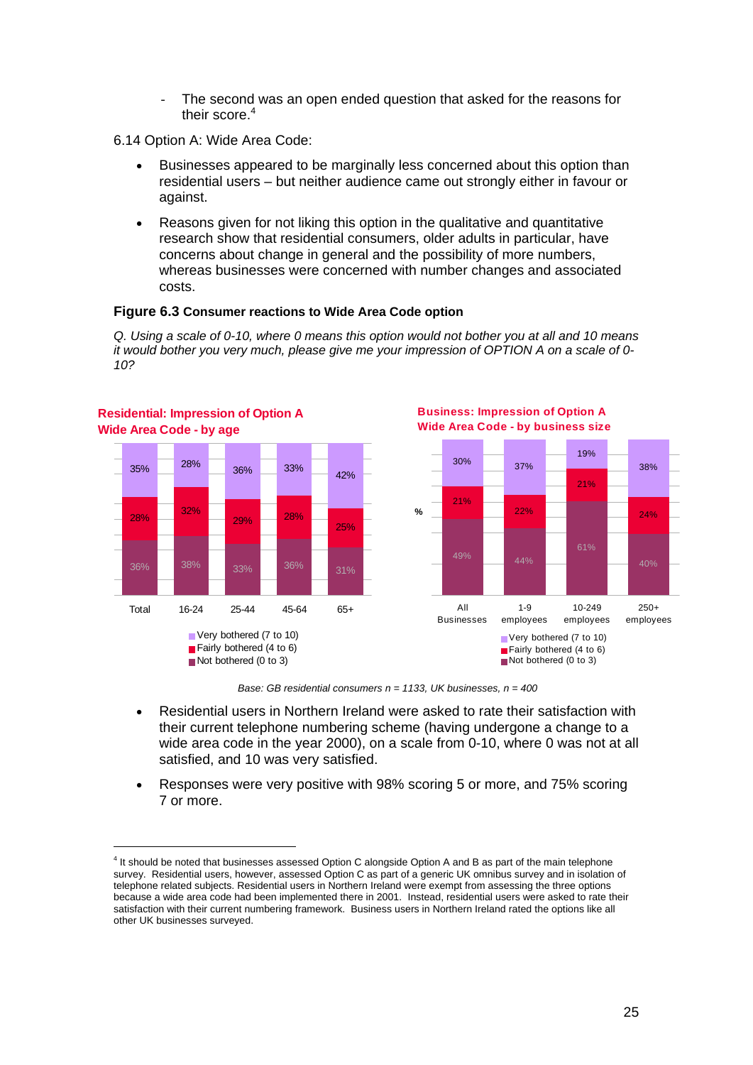- The second was an open ended question that asked for the reasons for their score.[4]

6.14 Option A: Wide Area Code:

- Businesses appeared to be marginally less concerned about this option than residential users – but neither audience came out strongly either in favour or against.
- Reasons given for not liking this option in the qualitative and quantitative research show that residential consumers, older adults in particular, have concerns about change in general and the possibility of more numbers, whereas businesses were concerned with number changes and associated costs.

**Figure 6.3 Consumer reactions to Wide Area Code option**

*Q. Using a scale of 0-10, where 0 means this option would not bother you at all and 10 means it would bother you very much, please give me your impression of OPTION A on a scale of 0-10?*

**Residential: Impression of Option A Wide Area Code - by age**

| | Total | 16-24 | 25-44 | 45-64 | 65+ |
|---|---|---|---|---|---|
| Very bothered (7 to 10) | 35% | 28% | 36% | 33% | 42% |
| Fairly bothered (4 to 6) | 28% | 32% | 29% | 28% | 25% |
| Not bothered (0 to 3) | 36% | 38% | 33% | 36% | 31% |

**Business: Impression of Option A Wide Area Code - by business size**

| % | All Businesses | 1-9 employees | 10-249 employees | 250+ employees |
|---|---|---|---|---|
| Very bothered (7 to 10) | 30% | 37% | 19% | 38% |
| Fairly bothered (4 to 6) | 21% | 22% | 21% | 24% |
| Not bothered (0 to 3) | 49% | 44% | 61% | 40% |

*Base: GB residential consumers n = 1133, UK businesses, n = 400*

- Residential users in Northern Ireland were asked to rate their satisfaction with their current telephone numbering scheme (having undergone a change to a wide area code in the year 2000), on a scale from 0-10, where 0 was not at all satisfied, and 10 was very satisfied.
- Responses were very positive with 98% scoring 5 or more, and 75% scoring 7 or more.

[4] It should be noted that businesses assessed Option C alongside Option A and B as part of the main telephone survey. Residential users, however, assessed Option C as part of a generic UK omnibus survey and in isolation of telephone related subjects. Residential users in Northern Ireland were exempt from assessing the three options because a wide area code had been implemented there in 2001. Instead, residential users were asked to rate their satisfaction with their current numbering framework. Business users in Northern Ireland rated the options like all other UK businesses surveyed.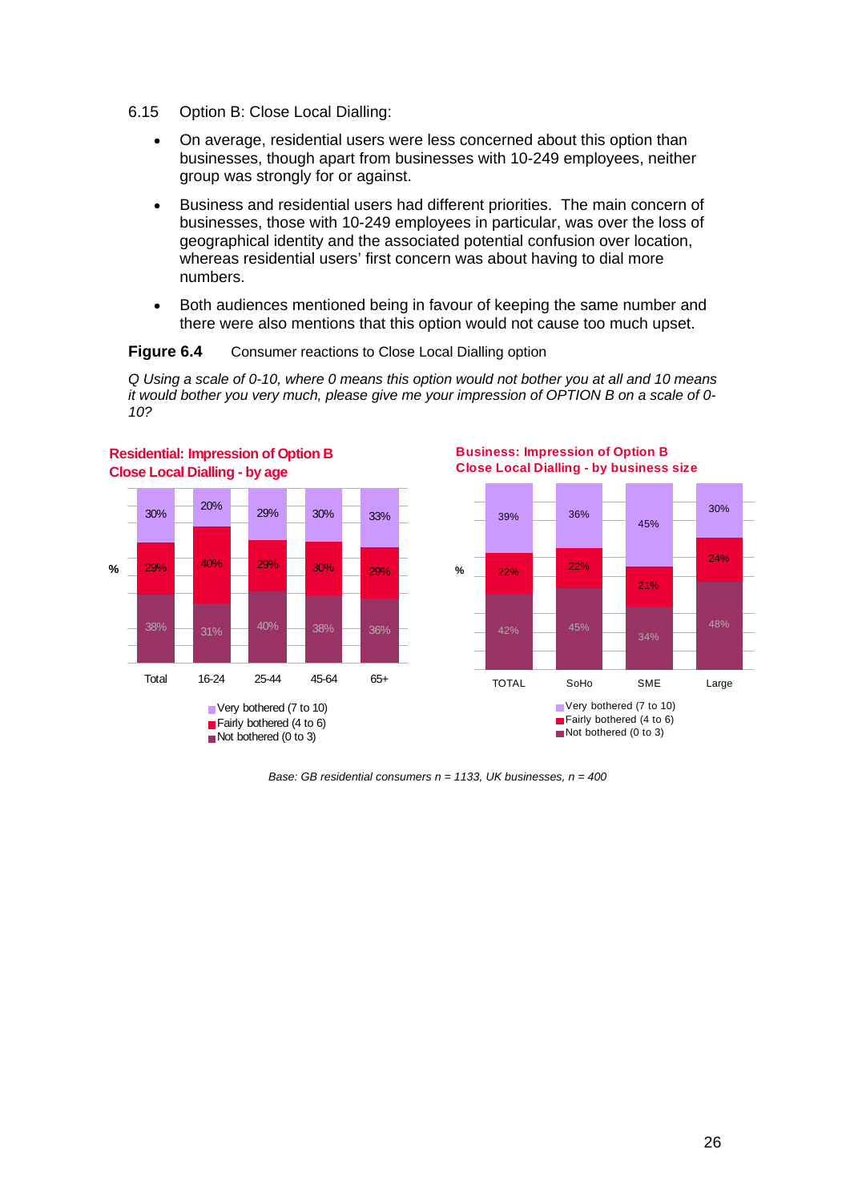6.15 Option B: Close Local Dialling:

- On average, residential users were less concerned about this option than businesses, though apart from businesses with 10-249 employees, neither group was strongly for or against.
- Business and residential users had different priorities. The main concern of businesses, those with 10-249 employees in particular, was over the loss of geographical identity and the associated potential confusion over location, whereas residential users' first concern was about having to dial more numbers.
- Both audiences mentioned being in favour of keeping the same number and there were also mentions that this option would not cause too much upset.

**Figure 6.4** Consumer reactions to Close Local Dialling option

*Q Using a scale of 0-10, where 0 means this option would not bother you at all and 10 means it would bother you very much, please give me your impression of OPTION B on a scale of 0-10?*

**Residential: Impression of Option B Close Local Dialling - by age**

| % | Total | 16-24 | 25-44 | 45-64 | 65+ |
|---|---|---|---|---|---|
| Very bothered (7 to 10) | 30% | 20% | 29% | 30% | 33% |
| Fairly bothered (4 to 6) | 29% | 40% | 29% | 30% | 29% |
| Not bothered (0 to 3) | 38% | 31% | 40% | 38% | 36% |

**Business: Impression of Option B Close Local Dialling - by business size**

| % | TOTAL | SoHo | SME | Large |
|---|---|---|---|---|
| Very bothered (7 to 10) | 39% | 36% | 45% | 30% |
| Fairly bothered (4 to 6) | 22% | 22% | 21% | 24% |
| Not bothered (0 to 3) | 42% | 45% | 34% | 48% |

*Base: GB residential consumers n = 1133, UK businesses, n = 400*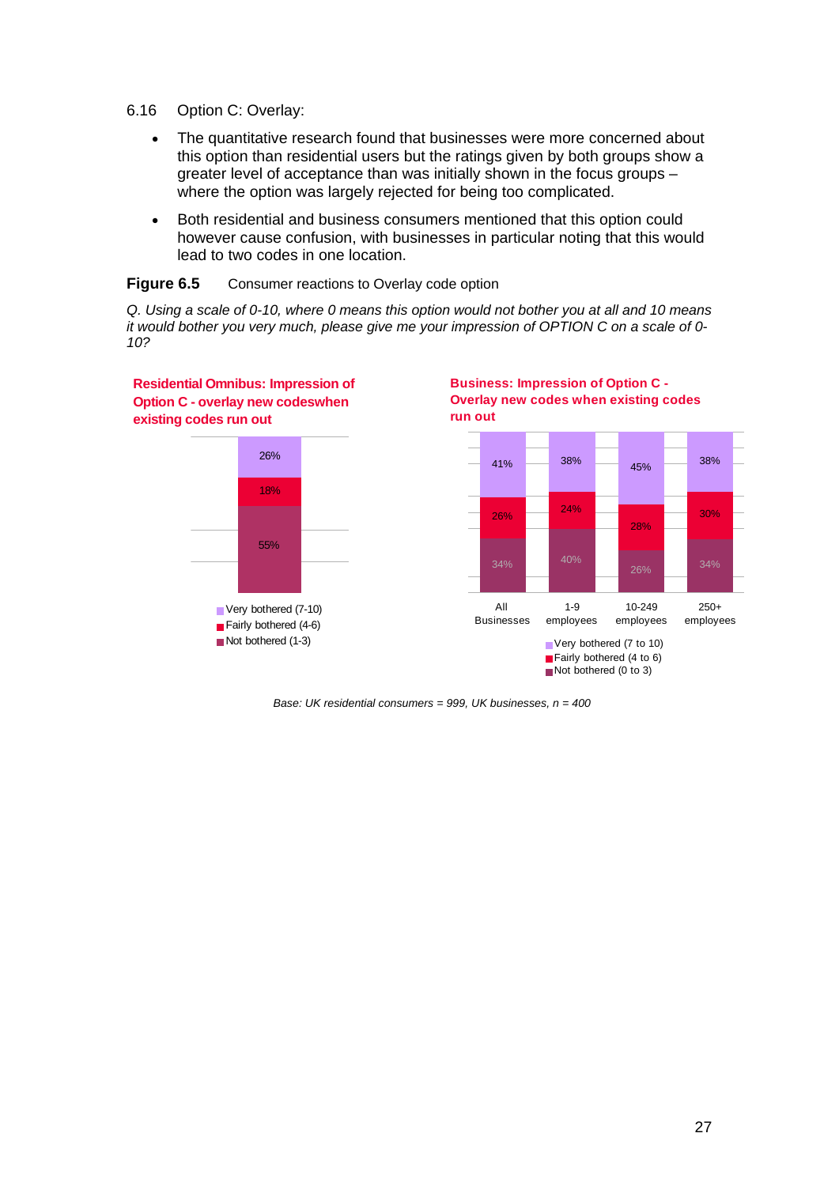6.16 Option C: Overlay:

- The quantitative research found that businesses were more concerned about this option than residential users but the ratings given by both groups show a greater level of acceptance than was initially shown in the focus groups – where the option was largely rejected for being too complicated.
- Both residential and business consumers mentioned that this option could however cause confusion, with businesses in particular noting that this would lead to two codes in one location.

**Figure 6.5** Consumer reactions to Overlay code option

*Q. Using a scale of 0-10, where 0 means this option would not bother you at all and 10 means it would bother you very much, please give me your impression of OPTION C on a scale of 0-10?*

**Residential Omnibus: Impression of Option C - overlay new codeswhen existing codes run out**

| | Residential |
|---|---|
| Very bothered (7-10) | 26% |
| Fairly bothered (4-6) | 18% |
| Not bothered (1-3) | 55% |

**Business: Impression of Option C - Overlay new codes when existing codes run out**

| | All Businesses | 1-9 employees | 10-249 employees | 250+ employees |
|---|---|---|---|---|
| Very bothered (7 to 10) | 41% | 38% | 45% | 38% |
| Fairly bothered (4 to 6) | 26% | 24% | 28% | 30% |
| Not bothered (0 to 3) | 34% | 40% | 26% | 34% |

*Base: UK residential consumers = 999, UK businesses, n = 400*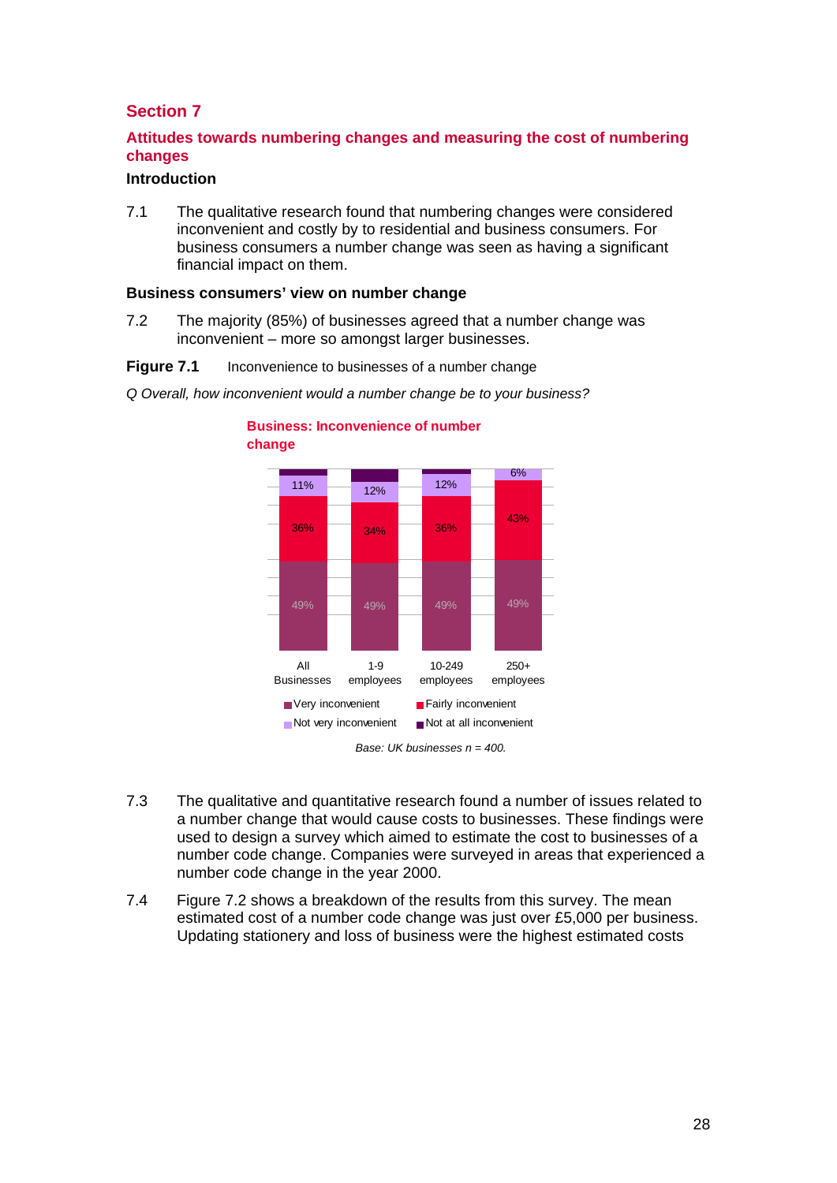## Section 7

### Attitudes towards numbering changes and measuring the cost of numbering changes

#### Introduction

7.1 The qualitative research found that numbering changes were considered inconvenient and costly by to residential and business consumers. For business consumers a number change was seen as having a significant financial impact on them.

#### Business consumers' view on number change

7.2 The majority (85%) of businesses agreed that a number change was inconvenient – more so amongst larger businesses.

**Figure 7.1** Inconvenience to businesses of a number change

*Q Overall, how inconvenient would a number change be to your business?*

**Business: Inconvenience of number change**

| | All Businesses | 1-9 employees | 10-249 employees | 250+ employees |
|---|---|---|---|---|
| Very inconvenient | 49% | 49% | 49% | 49% |
| Fairly inconvenient | 36% | 34% | 36% | 43% |
| Not very inconvenient | 11% | 12% | 12% | 6% |
| Not at all inconvenient | | | | |

*Base: UK businesses n = 400.*

7.3 The qualitative and quantitative research found a number of issues related to a number change that would cause costs to businesses. These findings were used to design a survey which aimed to estimate the cost to businesses of a number code change. Companies were surveyed in areas that experienced a number code change in the year 2000.

7.4 Figure 7.2 shows a breakdown of the results from this survey. The mean estimated cost of a number code change was just over £5,000 per business. Updating stationery and loss of business were the highest estimated costs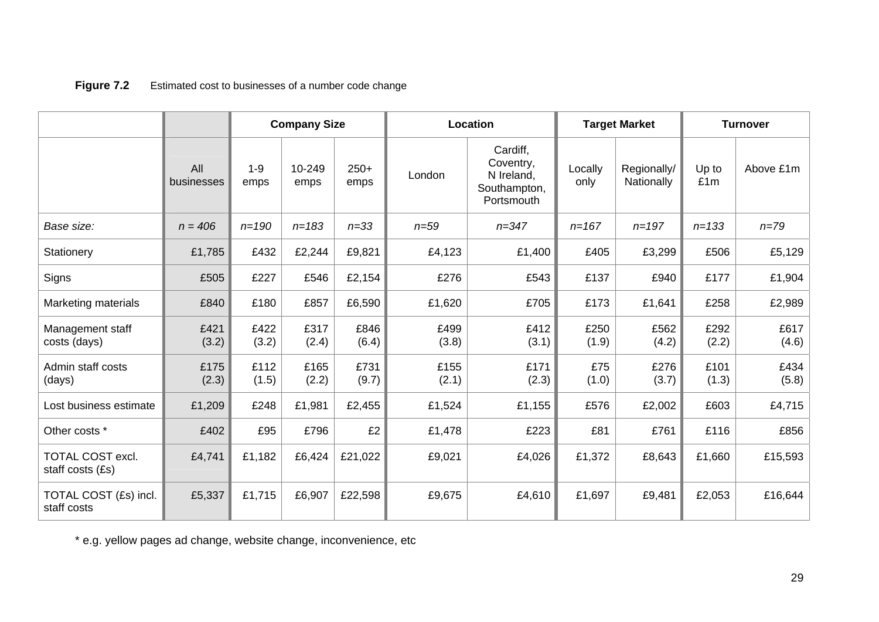**Figure 7.2** Estimated cost to businesses of a number code change

| | | Company Size | | | Location | | Target Market | | Turnover | |
|---|---|---|---|---|---|---|---|---|---|---|
| | All businesses | 1-9 emps | 10-249 emps | 250+ emps | London | Cardiff, Coventry, N Ireland, Southampton, Portsmouth | Locally only | Regionally/ Nationally | Up to £1m | Above £1m |
| *Base size:* | *n = 406* | *n=190* | *n=183* | *n=33* | *n=59* | *n=347* | *n=167* | *n=197* | *n=133* | *n=79* |
| Stationery | £1,785 | £432 | £2,244 | £9,821 | £4,123 | £1,400 | £405 | £3,299 | £506 | £5,129 |
| Signs | £505 | £227 | £546 | £2,154 | £276 | £543 | £137 | £940 | £177 | £1,904 |
| Marketing materials | £840 | £180 | £857 | £6,590 | £1,620 | £705 | £173 | £1,641 | £258 | £2,989 |
| Management staff costs (days) | £421 (3.2) | £422 (3.2) | £317 (2.4) | £846 (6.4) | £499 (3.8) | £412 (3.1) | £250 (1.9) | £562 (4.2) | £292 (2.2) | £617 (4.6) |
| Admin staff costs (days) | £175 (2.3) | £112 (1.5) | £165 (2.2) | £731 (9.7) | £155 (2.1) | £171 (2.3) | £75 (1.0) | £276 (3.7) | £101 (1.3) | £434 (5.8) |
| Lost business estimate | £1,209 | £248 | £1,981 | £2,455 | £1,524 | £1,155 | £576 | £2,002 | £603 | £4,715 |
| Other costs * | £402 | £95 | £796 | £2 | £1,478 | £223 | £81 | £761 | £116 | £856 |
| TOTAL COST excl. staff costs (£s) | £4,741 | £1,182 | £6,424 | £21,022 | £9,021 | £4,026 | £1,372 | £8,643 | £1,660 | £15,593 |
| TOTAL COST (£s) incl. staff costs | £5,337 | £1,715 | £6,907 | £22,598 | £9,675 | £4,610 | £1,697 | £9,481 | £2,053 | £16,644 |

* e.g. yellow pages ad change, website change, inconvenience, etc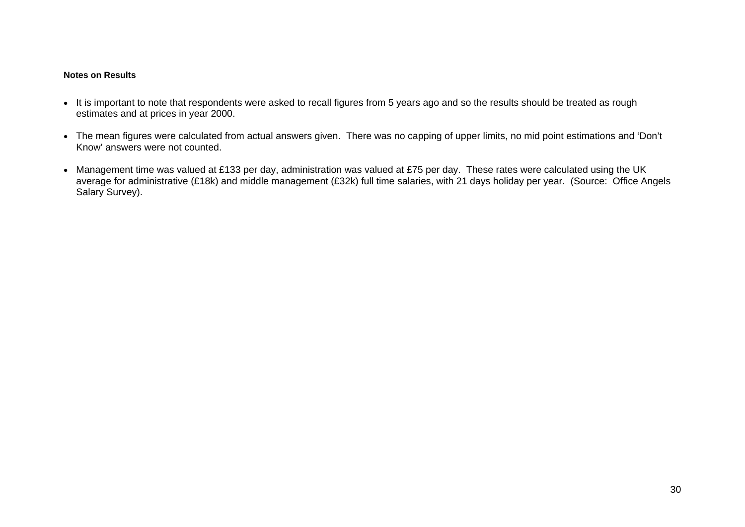**Notes on Results**

- It is important to note that respondents were asked to recall figures from 5 years ago and so the results should be treated as rough estimates and at prices in year 2000.
- The mean figures were calculated from actual answers given. There was no capping of upper limits, no mid point estimations and 'Don't Know' answers were not counted.
- Management time was valued at £133 per day, administration was valued at £75 per day. These rates were calculated using the UK average for administrative (£18k) and middle management (£32k) full time salaries, with 21 days holiday per year. (Source: Office Angels Salary Survey).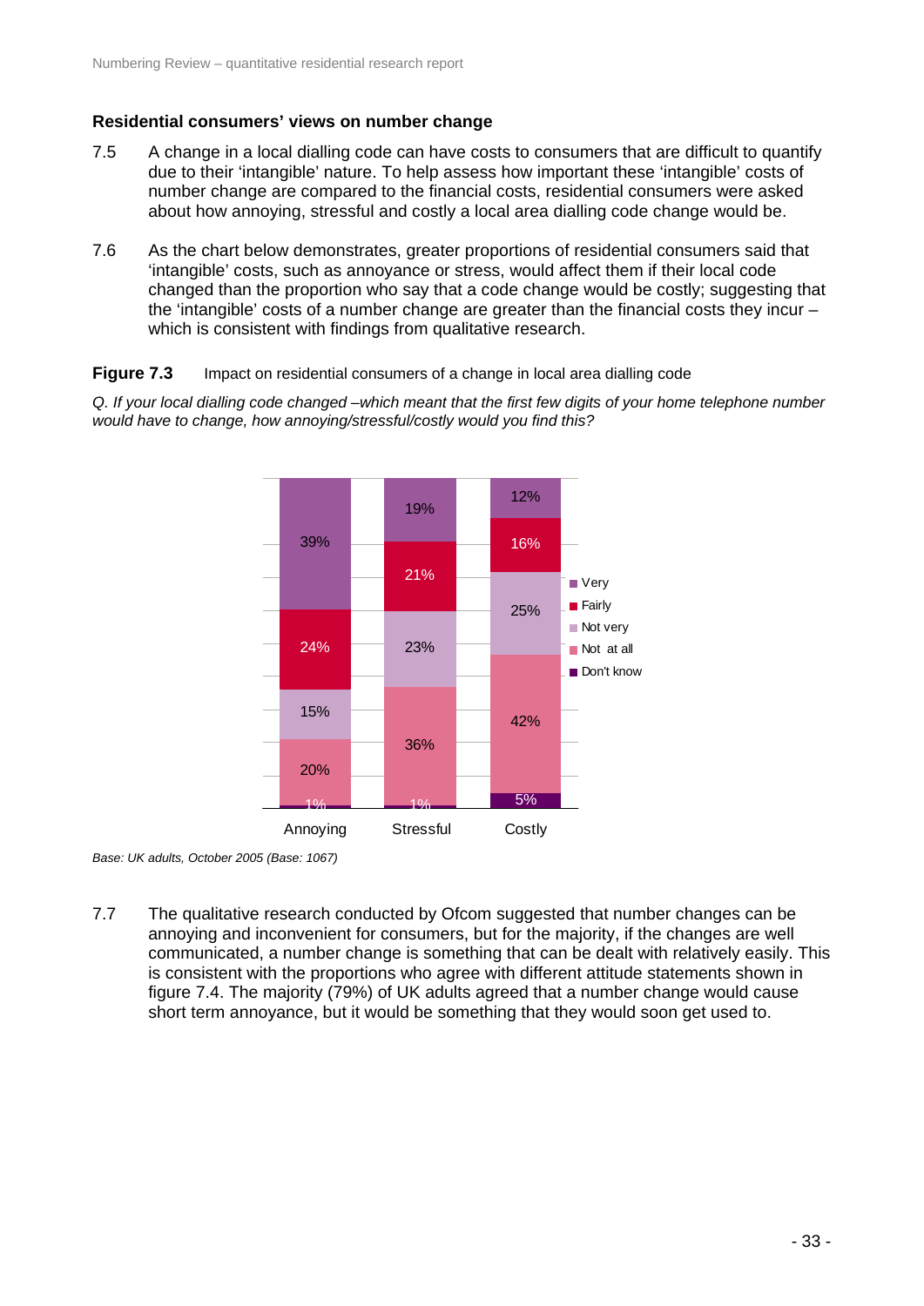### Residential consumers' views on number change

7.5 A change in a local dialling code can have costs to consumers that are difficult to quantify due to their 'intangible' nature. To help assess how important these 'intangible' costs of number change are compared to the financial costs, residential consumers were asked about how annoying, stressful and costly a local area dialling code change would be.

7.6 As the chart below demonstrates, greater proportions of residential consumers said that 'intangible' costs, such as annoyance or stress, would affect them if their local code changed than the proportion who say that a code change would be costly; suggesting that the 'intangible' costs of a number change are greater than the financial costs they incur – which is consistent with findings from qualitative research.

**Figure 7.3** Impact on residential consumers of a change in local area dialling code

*Q. If your local dialling code changed –which meant that the first few digits of your home telephone number would have to change, how annoying/stressful/costly would you find this?*

| | Annoying | Stressful | Costly |
|---|---|---|---|
| Very | 39% | 19% | 12% |
| Fairly | 24% | 21% | 16% |
| Not very | 15% | 23% | 25% |
| Not at all | 20% | 36% | 42% |
| Don't know | 1% | 1% | 5% |

*Base: UK adults, October 2005 (Base: 1067)*

7.7 The qualitative research conducted by Ofcom suggested that number changes can be annoying and inconvenient for consumers, but for the majority, if the changes are well communicated, a number change is something that can be dealt with relatively easily. This is consistent with the proportions who agree with different attitude statements shown in figure 7.4. The majority (79%) of UK adults agreed that a number change would cause short term annoyance, but it would be something that they would soon get used to.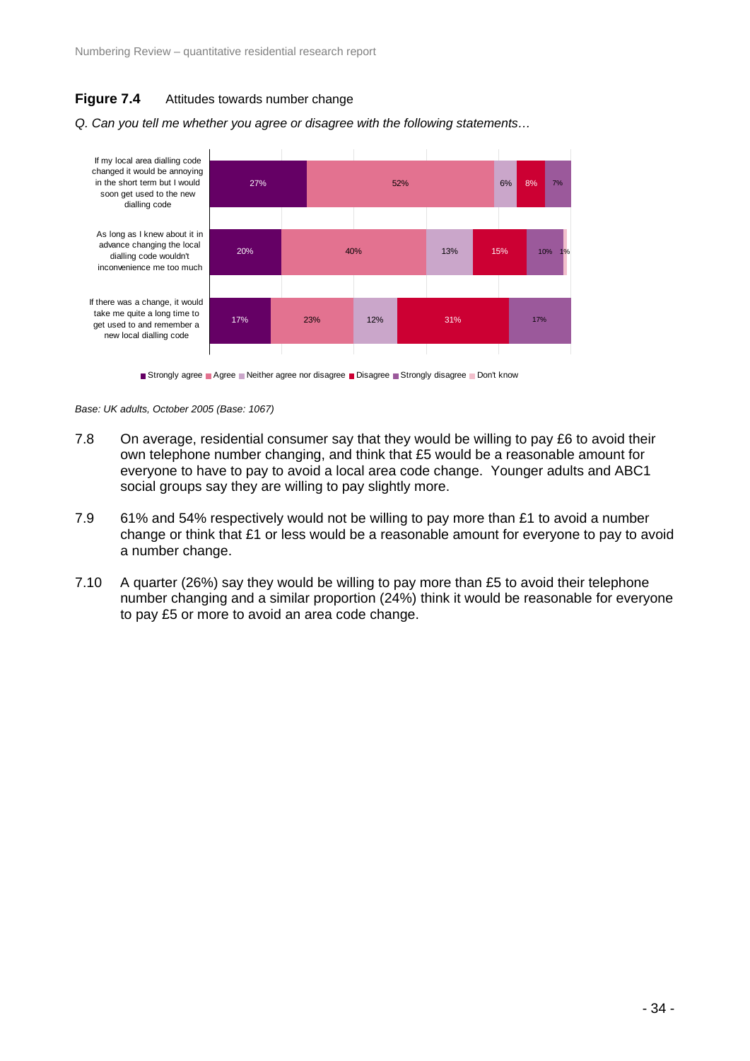**Figure 7.4** Attitudes towards number change

*Q. Can you tell me whether you agree or disagree with the following statements…*

| Statement | Strongly agree | Agree | Neither agree nor disagree | Disagree | Strongly disagree | Don't know |
|---|---|---|---|---|---|---|
| If my local area dialling code changed it would be annoying in the short term but I would soon get used to the new dialling code | 27% | 52% | 6% | 8% | 7% | |
| As long as I knew about it in advance changing the local dialling code wouldn't inconvenience me too much | 20% | 40% | 13% | 15% | 10% | 1% |
| If there was a change, it would take me quite a long time to get used to and remember a new local dialling code | 17% | 23% | 12% | 31% | 17% | |

*Base: UK adults, October 2005 (Base: 1067)*

7.8 On average, residential consumer say that they would be willing to pay £6 to avoid their own telephone number changing, and think that £5 would be a reasonable amount for everyone to have to pay to avoid a local area code change. Younger adults and ABC1 social groups say they are willing to pay slightly more.

7.9 61% and 54% respectively would not be willing to pay more than £1 to avoid a number change or think that £1 or less would be a reasonable amount for everyone to pay to avoid a number change.

7.10 A quarter (26%) say they would be willing to pay more than £5 to avoid their telephone number changing and a similar proportion (24%) think it would be reasonable for everyone to pay £5 or more to avoid an area code change.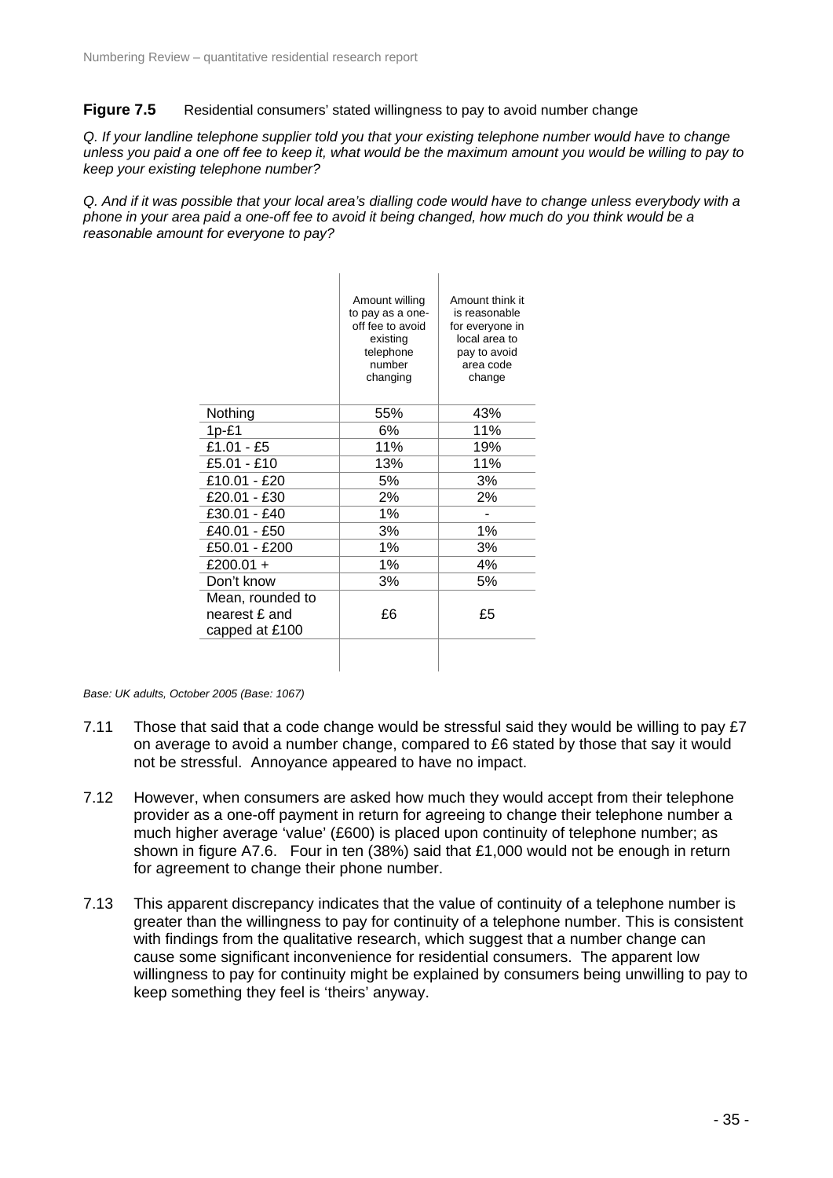**Figure 7.5** Residential consumers' stated willingness to pay to avoid number change

*Q. If your landline telephone supplier told you that your existing telephone number would have to change unless you paid a one off fee to keep it, what would be the maximum amount you would be willing to pay to keep your existing telephone number?*

*Q. And if it was possible that your local area's dialling code would have to change unless everybody with a phone in your area paid a one-off fee to avoid it being changed, how much do you think would be a reasonable amount for everyone to pay?*

| | Amount willing to pay as a one-off fee to avoid existing telephone number changing | Amount think it is reasonable for everyone in local area to pay to avoid area code change |
|---|---|---|
| Nothing | 55% | 43% |
| 1p-£1 | 6% | 11% |
| £1.01 - £5 | 11% | 19% |
| £5.01 - £10 | 13% | 11% |
| £10.01 - £20 | 5% | 3% |
| £20.01 - £30 | 2% | 2% |
| £30.01 - £40 | 1% | - |
| £40.01 - £50 | 3% | 1% |
| £50.01 - £200 | 1% | 3% |
| £200.01 + | 1% | 4% |
| Don't know | 3% | 5% |
| Mean, rounded to nearest £ and capped at £100 | £6 | £5 |

*Base: UK adults, October 2005 (Base: 1067)*

7.11 Those that said that a code change would be stressful said they would be willing to pay £7 on average to avoid a number change, compared to £6 stated by those that say it would not be stressful. Annoyance appeared to have no impact.

7.12 However, when consumers are asked how much they would accept from their telephone provider as a one-off payment in return for agreeing to change their telephone number a much higher average 'value' (£600) is placed upon continuity of telephone number; as shown in figure A7.6. Four in ten (38%) said that £1,000 would not be enough in return for agreement to change their phone number.

7.13 This apparent discrepancy indicates that the value of continuity of a telephone number is greater than the willingness to pay for continuity of a telephone number. This is consistent with findings from the qualitative research, which suggest that a number change can cause some significant inconvenience for residential consumers. The apparent low willingness to pay for continuity might be explained by consumers being unwilling to pay to keep something they feel is 'theirs' anyway.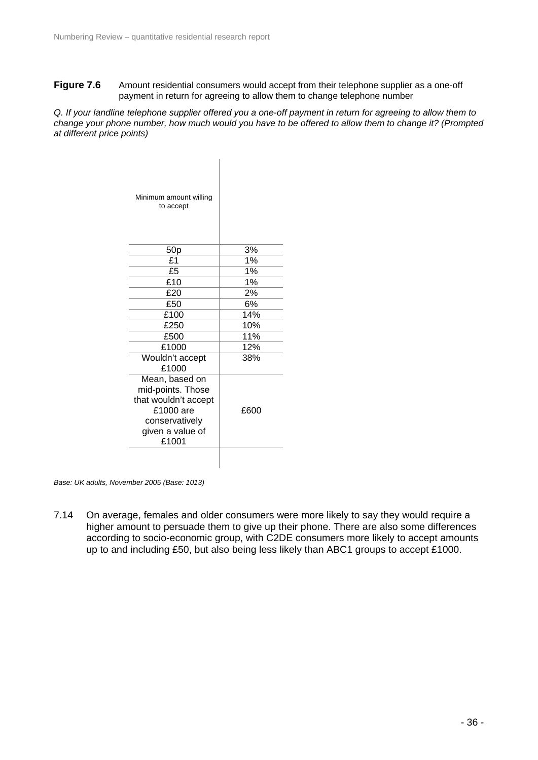**Figure 7.6** Amount residential consumers would accept from their telephone supplier as a one-off payment in return for agreeing to allow them to change telephone number

*Q. If your landline telephone supplier offered you a one-off payment in return for agreeing to allow them to change your phone number, how much would you have to be offered to allow them to change it? (Prompted at different price points)*

| Minimum amount willing to accept | |
|---|---|
| 50p | 3% |
| £1 | 1% |
| £5 | 1% |
| £10 | 1% |
| £20 | 2% |
| £50 | 6% |
| £100 | 14% |
| £250 | 10% |
| £500 | 11% |
| £1000 | 12% |
| Wouldn't accept £1000 | 38% |
| Mean, based on mid-points. Those that wouldn't accept £1000 are conservatively given a value of £1001 | £600 |

*Base: UK adults, November 2005 (Base: 1013)*

7.14 On average, females and older consumers were more likely to say they would require a higher amount to persuade them to give up their phone. There are also some differences according to socio-economic group, with C2DE consumers more likely to accept amounts up to and including £50, but also being less likely than ABC1 groups to accept £1000.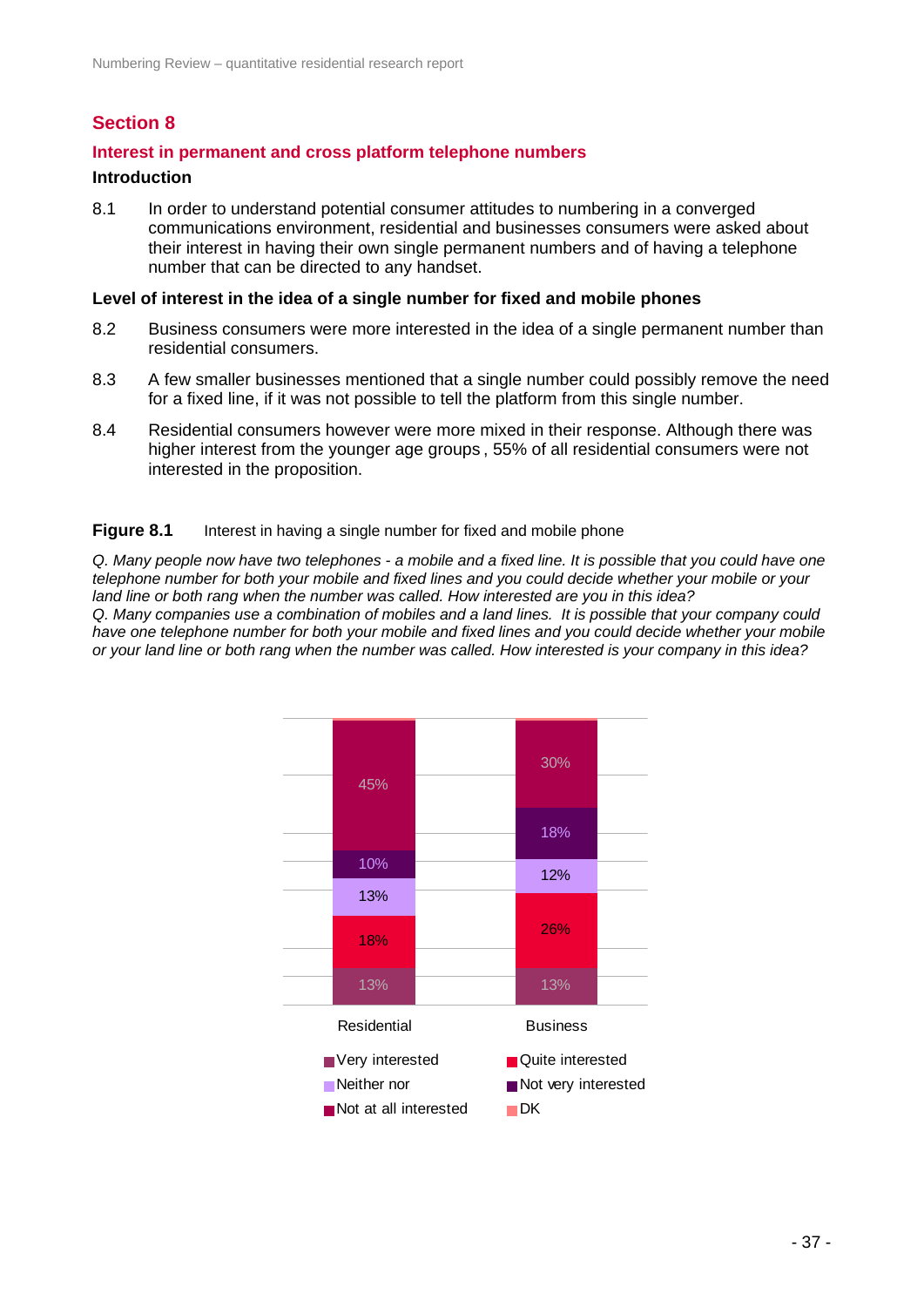## Section 8

### Interest in permanent and cross platform telephone numbers

#### Introduction

8.1 In order to understand potential consumer attitudes to numbering in a converged communications environment, residential and businesses consumers were asked about their interest in having their own single permanent numbers and of having a telephone number that can be directed to any handset.

#### Level of interest in the idea of a single number for fixed and mobile phones

8.2 Business consumers were more interested in the idea of a single permanent number than residential consumers.

8.3 A few smaller businesses mentioned that a single number could possibly remove the need for a fixed line, if it was not possible to tell the platform from this single number.

8.4 Residential consumers however were more mixed in their response. Although there was higher interest from the younger age groups , 55% of all residential consumers were not interested in the proposition.

**Figure 8.1** Interest in having a single number for fixed and mobile phone

*Q. Many people now have two telephones - a mobile and a fixed line. It is possible that you could have one telephone number for both your mobile and fixed lines and you could decide whether your mobile or your land line or both rang when the number was called. How interested are you in this idea?*
*Q. Many companies use a combination of mobiles and a land lines. It is possible that your company could have one telephone number for both your mobile and fixed lines and you could decide whether your mobile or your land line or both rang when the number was called. How interested is your company in this idea?*

| | Residential | Business |
|---|---|---|
| Very interested | 13% | 13% |
| Quite interested | 18% | 26% |
| Neither nor | 13% | 12% |
| Not very interested | 10% | 18% |
| Not at all interested | 45% | 30% |
| DK | | |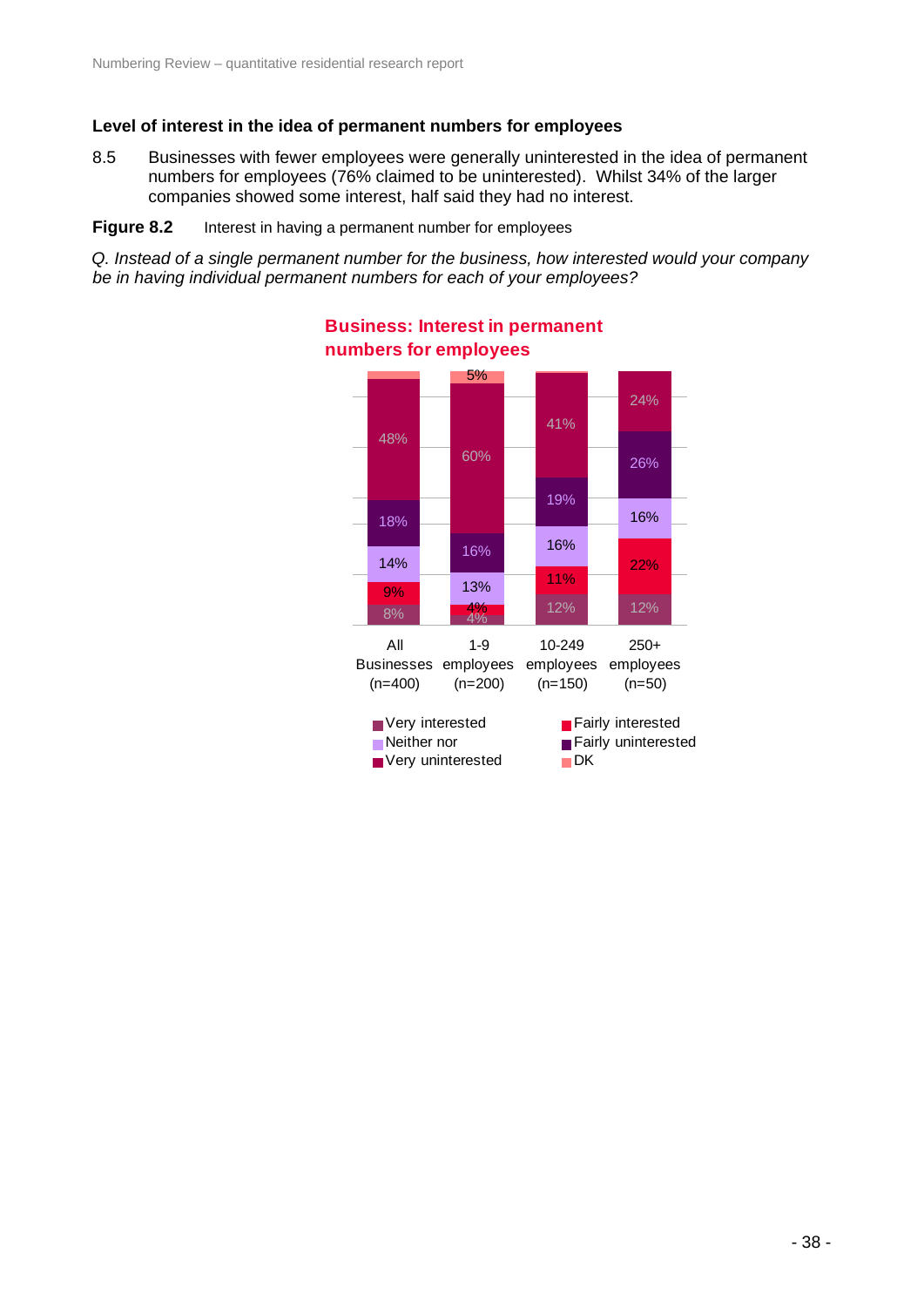### Level of interest in the idea of permanent numbers for employees

8.5 Businesses with fewer employees were generally uninterested in the idea of permanent numbers for employees (76% claimed to be uninterested). Whilst 34% of the larger companies showed some interest, half said they had no interest.

**Figure 8.2** Interest in having a permanent number for employees

*Q. Instead of a single permanent number for the business, how interested would your company be in having individual permanent numbers for each of your employees?*

**Business: Interest in permanent numbers for employees**

| | All Businesses (n=400) | 1-9 employees (n=200) | 10-249 employees (n=150) | 250+ employees (n=50) |
|---|---|---|---|---|
| Very interested | 8% | 4% | 12% | 12% |
| Fairly interested | 9% | 4% | 11% | 22% |
| Neither nor | 14% | 13% | 16% | 16% |
| Fairly uninterested | 18% | 16% | 19% | 26% |
| Very uninterested | 48% | 60% | 41% | 24% |
| DK | | 5% | | |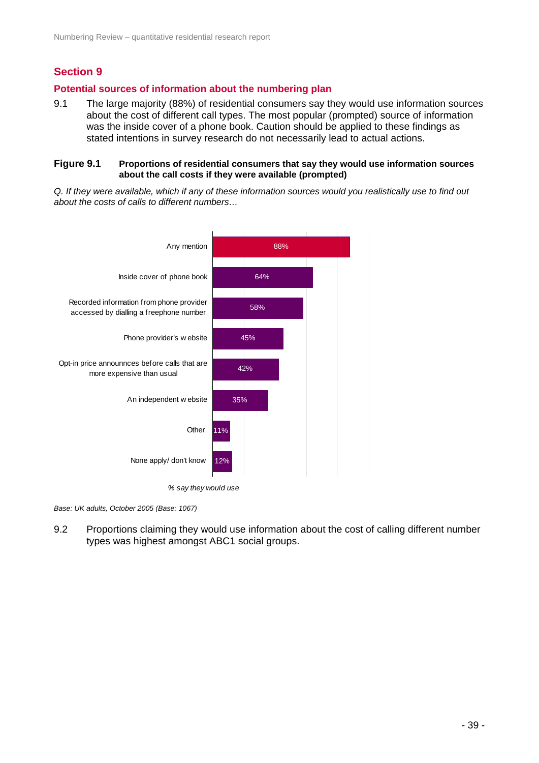# Section 9

## Potential sources of information about the numbering plan

9.1 The large majority (88%) of residential consumers say they would use information sources about the cost of different call types. The most popular (prompted) source of information was the inside cover of a phone book. Caution should be applied to these findings as stated intentions in survey research do not necessarily lead to actual actions.

**Figure 9.1 Proportions of residential consumers that say they would use information sources about the call costs if they were available (prompted)**

*Q. If they were available, which if any of these information sources would you realistically use to find out about the costs of calls to different numbers…*

| Information source | % say they would use |
|---|---|
| Any mention | 88% |
| Inside cover of phone book | 64% |
| Recorded information from phone provider accessed by dialling a freephone number | 58% |
| Phone provider's website | 45% |
| Opt-in price announnces before calls that are more expensive than usual | 42% |
| An independent website | 35% |
| Other | 11% |
| None apply/ don't know | 12% |

*Base: UK adults, October 2005 (Base: 1067)*

9.2 Proportions claiming they would use information about the cost of calling different number types was highest amongst ABC1 social groups.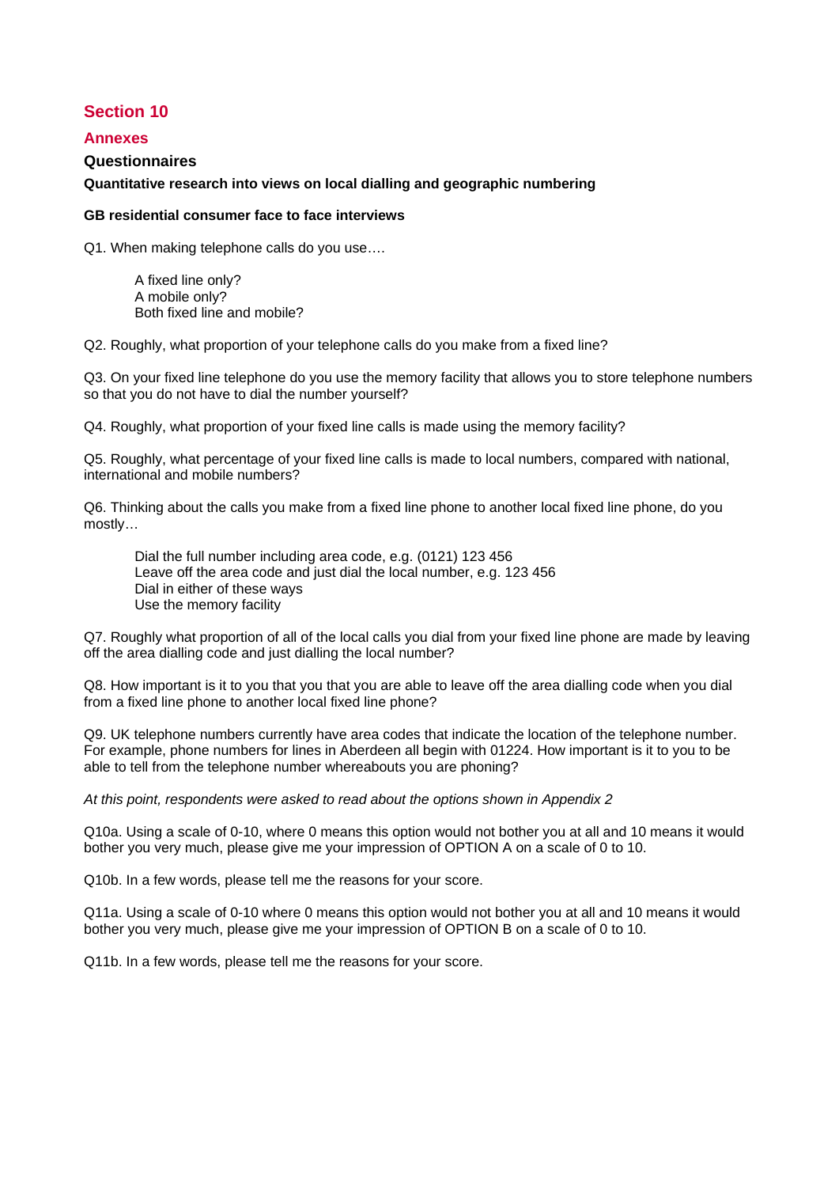# Section 10

## Annexes

### Questionnaires

**Quantitative research into views on local dialling and geographic numbering**

**GB residential consumer face to face interviews**

Q1. When making telephone calls do you use….

A fixed line only?
A mobile only?
Both fixed line and mobile?

Q2. Roughly, what proportion of your telephone calls do you make from a fixed line?

Q3. On your fixed line telephone do you use the memory facility that allows you to store telephone numbers so that you do not have to dial the number yourself?

Q4. Roughly, what proportion of your fixed line calls is made using the memory facility?

Q5. Roughly, what percentage of your fixed line calls is made to local numbers, compared with national, international and mobile numbers?

Q6. Thinking about the calls you make from a fixed line phone to another local fixed line phone, do you mostly…

Dial the full number including area code, e.g. (0121) 123 456
Leave off the area code and just dial the local number, e.g. 123 456
Dial in either of these ways
Use the memory facility

Q7. Roughly what proportion of all of the local calls you dial from your fixed line phone are made by leaving off the area dialling code and just dialling the local number?

Q8. How important is it to you that you that you are able to leave off the area dialling code when you dial from a fixed line phone to another local fixed line phone?

Q9. UK telephone numbers currently have area codes that indicate the location of the telephone number. For example, phone numbers for lines in Aberdeen all begin with 01224. How important is it to you to be able to tell from the telephone number whereabouts you are phoning?

*At this point, respondents were asked to read about the options shown in Appendix 2*

Q10a. Using a scale of 0-10, where 0 means this option would not bother you at all and 10 means it would bother you very much, please give me your impression of OPTION A on a scale of 0 to 10.

Q10b. In a few words, please tell me the reasons for your score.

Q11a. Using a scale of 0-10 where 0 means this option would not bother you at all and 10 means it would bother you very much, please give me your impression of OPTION B on a scale of 0 to 10.

Q11b. In a few words, please tell me the reasons for your score.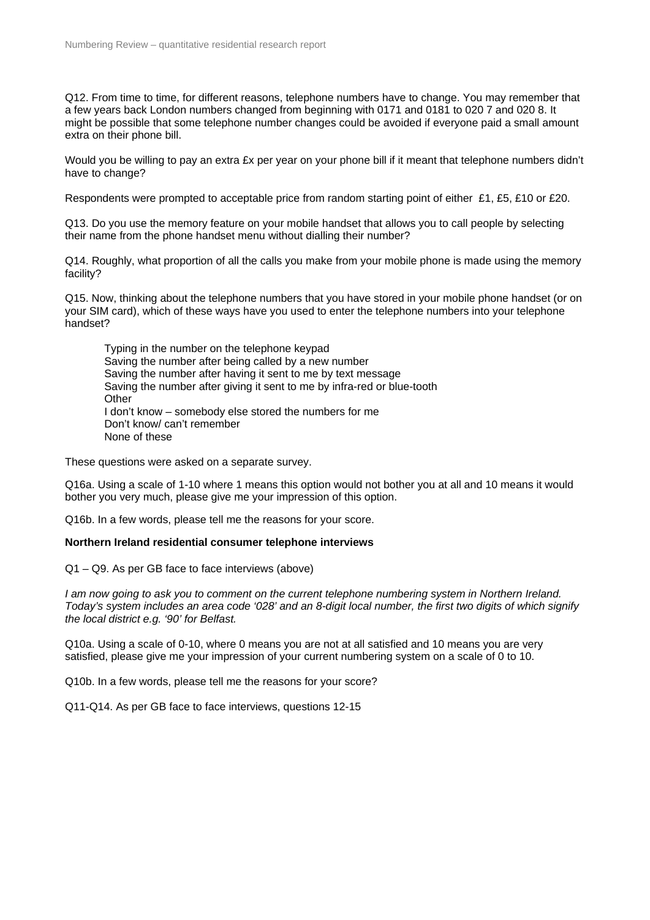Q12. From time to time, for different reasons, telephone numbers have to change. You may remember that a few years back London numbers changed from beginning with 0171 and 0181 to 020 7 and 020 8. It might be possible that some telephone number changes could be avoided if everyone paid a small amount extra on their phone bill.

Would you be willing to pay an extra £x per year on your phone bill if it meant that telephone numbers didn't have to change?

Respondents were prompted to acceptable price from random starting point of either £1, £5, £10 or £20.

Q13. Do you use the memory feature on your mobile handset that allows you to call people by selecting their name from the phone handset menu without dialling their number?

Q14. Roughly, what proportion of all the calls you make from your mobile phone is made using the memory facility?

Q15. Now, thinking about the telephone numbers that you have stored in your mobile phone handset (or on your SIM card), which of these ways have you used to enter the telephone numbers into your telephone handset?

- Typing in the number on the telephone keypad
- Saving the number after being called by a new number
- Saving the number after having it sent to me by text message
- Saving the number after giving it sent to me by infra-red or blue-tooth
- Other
- I don't know – somebody else stored the numbers for me
- Don't know/ can't remember
- None of these

These questions were asked on a separate survey.

Q16a. Using a scale of 1-10 where 1 means this option would not bother you at all and 10 means it would bother you very much, please give me your impression of this option.

Q16b. In a few words, please tell me the reasons for your score.

**Northern Ireland residential consumer telephone interviews**

Q1 – Q9. As per GB face to face interviews (above)

*I am now going to ask you to comment on the current telephone numbering system in Northern Ireland. Today's system includes an area code '028' and an 8-digit local number, the first two digits of which signify the local district e.g. '90' for Belfast.*

Q10a. Using a scale of 0-10, where 0 means you are not at all satisfied and 10 means you are very satisfied, please give me your impression of your current numbering system on a scale of 0 to 10.

Q10b. In a few words, please tell me the reasons for your score?

Q11-Q14. As per GB face to face interviews, questions 12-15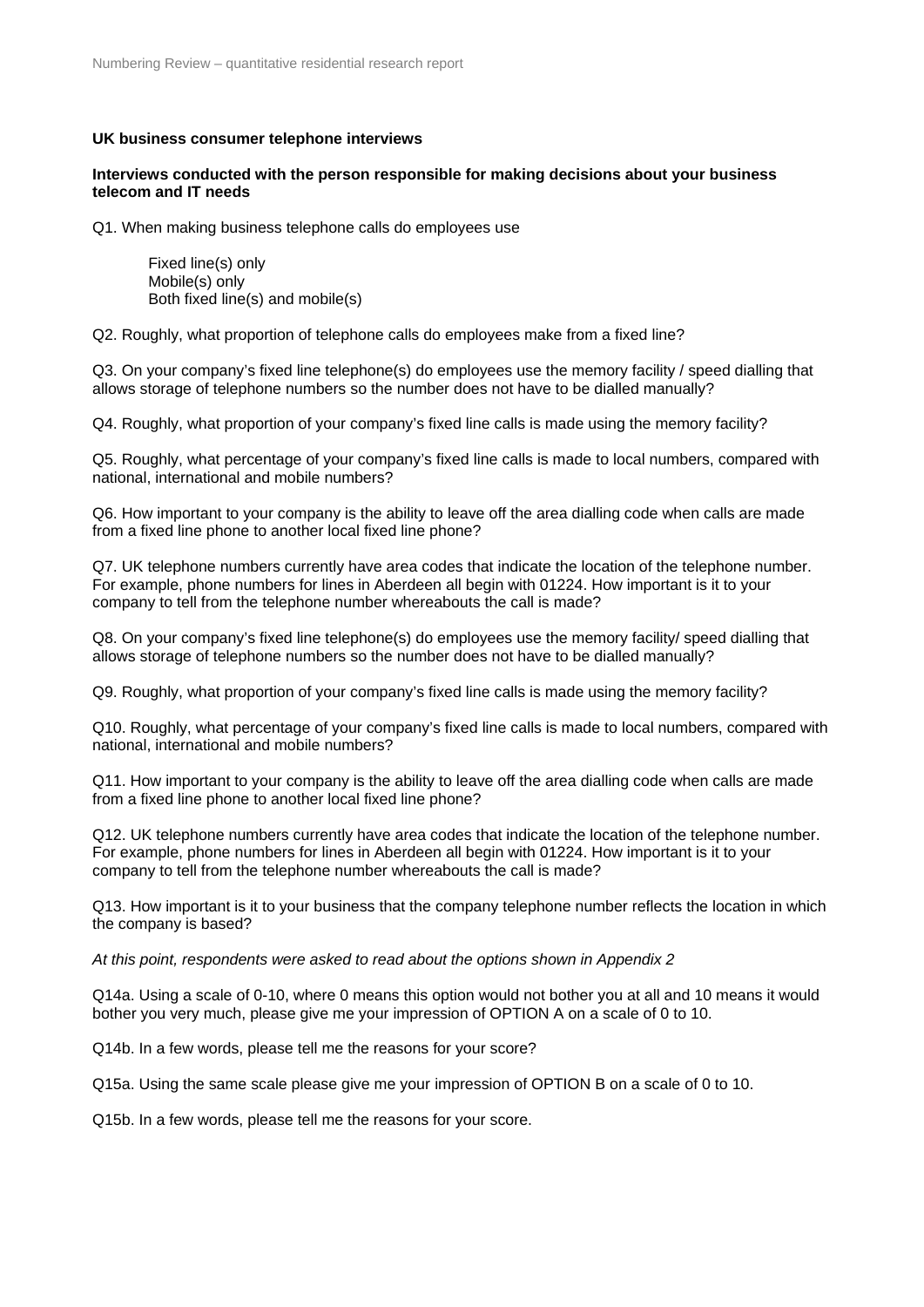**UK business consumer telephone interviews**

**Interviews conducted with the person responsible for making decisions about your business telecom and IT needs**

Q1. When making business telephone calls do employees use

Fixed line(s) only
Mobile(s) only
Both fixed line(s) and mobile(s)

Q2. Roughly, what proportion of telephone calls do employees make from a fixed line?

Q3. On your company's fixed line telephone(s) do employees use the memory facility / speed dialling that allows storage of telephone numbers so the number does not have to be dialled manually?

Q4. Roughly, what proportion of your company's fixed line calls is made using the memory facility?

Q5. Roughly, what percentage of your company's fixed line calls is made to local numbers, compared with national, international and mobile numbers?

Q6. How important to your company is the ability to leave off the area dialling code when calls are made from a fixed line phone to another local fixed line phone?

Q7. UK telephone numbers currently have area codes that indicate the location of the telephone number. For example, phone numbers for lines in Aberdeen all begin with 01224. How important is it to your company to tell from the telephone number whereabouts the call is made?

Q8. On your company's fixed line telephone(s) do employees use the memory facility/ speed dialling that allows storage of telephone numbers so the number does not have to be dialled manually?

Q9. Roughly, what proportion of your company's fixed line calls is made using the memory facility?

Q10. Roughly, what percentage of your company's fixed line calls is made to local numbers, compared with national, international and mobile numbers?

Q11. How important to your company is the ability to leave off the area dialling code when calls are made from a fixed line phone to another local fixed line phone?

Q12. UK telephone numbers currently have area codes that indicate the location of the telephone number. For example, phone numbers for lines in Aberdeen all begin with 01224. How important is it to your company to tell from the telephone number whereabouts the call is made?

Q13. How important is it to your business that the company telephone number reflects the location in which the company is based?

*At this point, respondents were asked to read about the options shown in Appendix 2*

Q14a. Using a scale of 0-10, where 0 means this option would not bother you at all and 10 means it would bother you very much, please give me your impression of OPTION A on a scale of 0 to 10.

Q14b. In a few words, please tell me the reasons for your score?

Q15a. Using the same scale please give me your impression of OPTION B on a scale of 0 to 10.

Q15b. In a few words, please tell me the reasons for your score.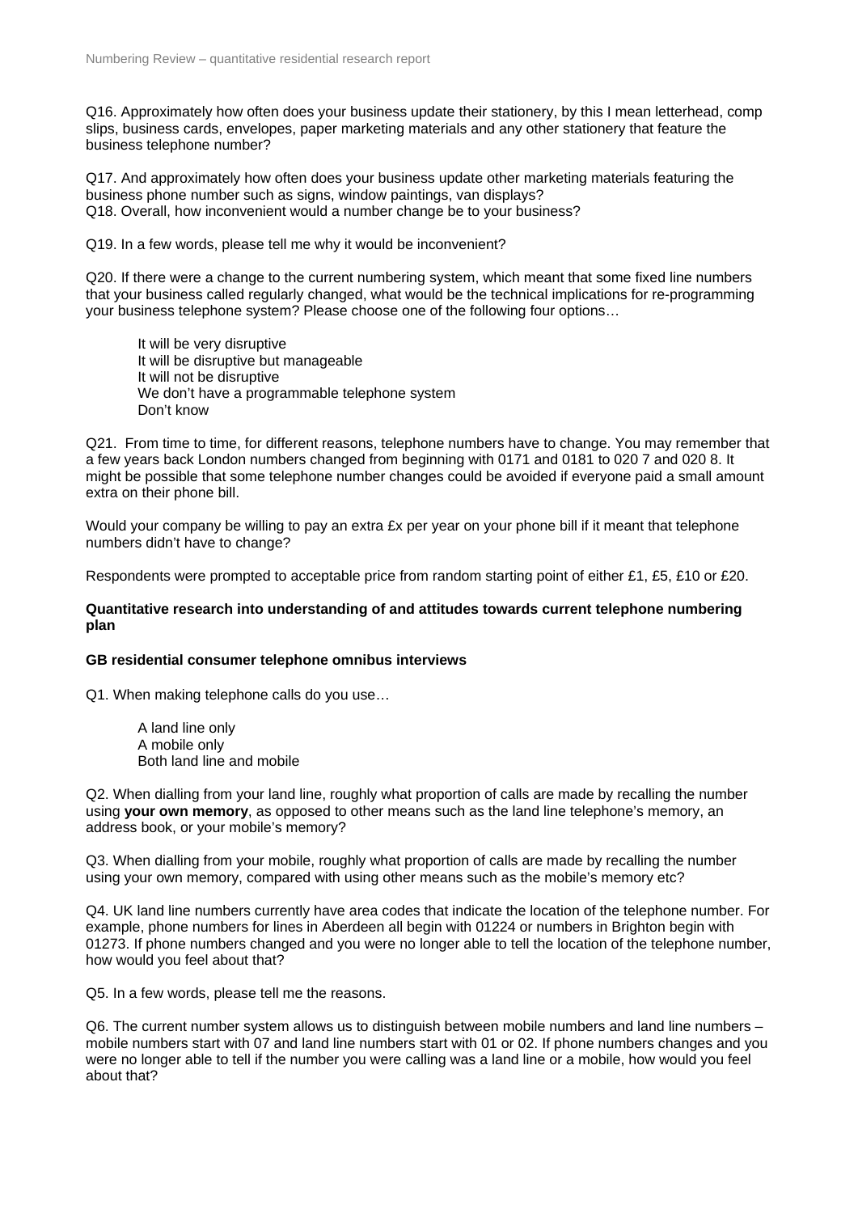Q16. Approximately how often does your business update their stationery, by this I mean letterhead, comp slips, business cards, envelopes, paper marketing materials and any other stationery that feature the business telephone number?

Q17. And approximately how often does your business update other marketing materials featuring the business phone number such as signs, window paintings, van displays?
Q18. Overall, how inconvenient would a number change be to your business?

Q19. In a few words, please tell me why it would be inconvenient?

Q20. If there were a change to the current numbering system, which meant that some fixed line numbers that your business called regularly changed, what would be the technical implications for re-programming your business telephone system? Please choose one of the following four options…

- It will be very disruptive
- It will be disruptive but manageable
- It will not be disruptive
- We don't have a programmable telephone system
- Don't know

Q21. From time to time, for different reasons, telephone numbers have to change. You may remember that a few years back London numbers changed from beginning with 0171 and 0181 to 020 7 and 020 8. It might be possible that some telephone number changes could be avoided if everyone paid a small amount extra on their phone bill.

Would your company be willing to pay an extra £x per year on your phone bill if it meant that telephone numbers didn't have to change?

Respondents were prompted to acceptable price from random starting point of either £1, £5, £10 or £20.

**Quantitative research into understanding of and attitudes towards current telephone numbering plan**

**GB residential consumer telephone omnibus interviews**

Q1. When making telephone calls do you use…

- A land line only
- A mobile only
- Both land line and mobile

Q2. When dialling from your land line, roughly what proportion of calls are made by recalling the number using **your own memory**, as opposed to other means such as the land line telephone's memory, an address book, or your mobile's memory?

Q3. When dialling from your mobile, roughly what proportion of calls are made by recalling the number using your own memory, compared with using other means such as the mobile's memory etc?

Q4. UK land line numbers currently have area codes that indicate the location of the telephone number. For example, phone numbers for lines in Aberdeen all begin with 01224 or numbers in Brighton begin with 01273. If phone numbers changed and you were no longer able to tell the location of the telephone number, how would you feel about that?

Q5. In a few words, please tell me the reasons.

Q6. The current number system allows us to distinguish between mobile numbers and land line numbers – mobile numbers start with 07 and land line numbers start with 01 or 02. If phone numbers changes and you were no longer able to tell if the number you were calling was a land line or a mobile, how would you feel about that?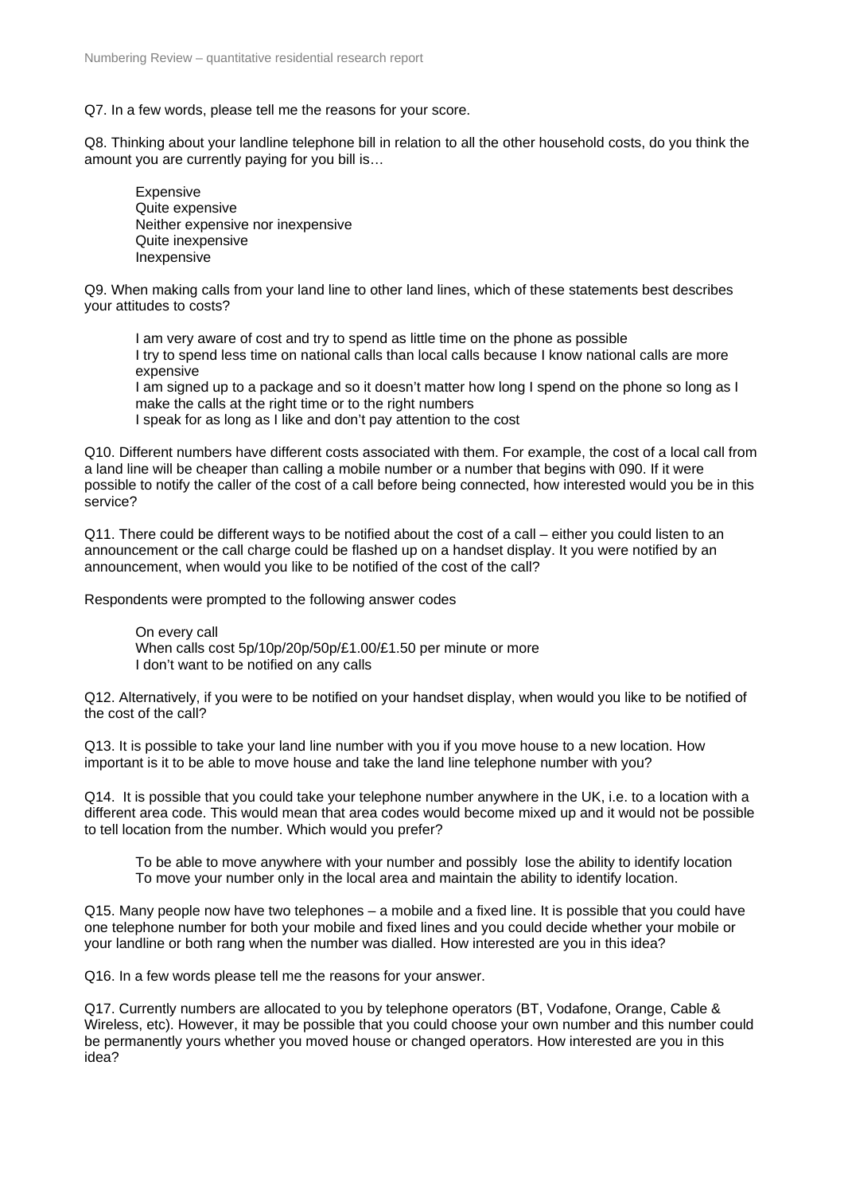Q7. In a few words, please tell me the reasons for your score.

Q8. Thinking about your landline telephone bill in relation to all the other household costs, do you think the amount you are currently paying for you bill is…

- Expensive
- Quite expensive
- Neither expensive nor inexpensive
- Quite inexpensive
- Inexpensive

Q9. When making calls from your land line to other land lines, which of these statements best describes your attitudes to costs?

- I am very aware of cost and try to spend as little time on the phone as possible
- I try to spend less time on national calls than local calls because I know national calls are more expensive
- I am signed up to a package and so it doesn't matter how long I spend on the phone so long as I make the calls at the right time or to the right numbers
- I speak for as long as I like and don't pay attention to the cost

Q10. Different numbers have different costs associated with them. For example, the cost of a local call from a land line will be cheaper than calling a mobile number or a number that begins with 090. If it were possible to notify the caller of the cost of a call before being connected, how interested would you be in this service?

Q11. There could be different ways to be notified about the cost of a call – either you could listen to an announcement or the call charge could be flashed up on a handset display. It you were notified by an announcement, when would you like to be notified of the cost of the call?

Respondents were prompted to the following answer codes

- On every call
- When calls cost 5p/10p/20p/50p/£1.00/£1.50 per minute or more
- I don't want to be notified on any calls

Q12. Alternatively, if you were to be notified on your handset display, when would you like to be notified of the cost of the call?

Q13. It is possible to take your land line number with you if you move house to a new location. How important is it to be able to move house and take the land line telephone number with you?

Q14. It is possible that you could take your telephone number anywhere in the UK, i.e. to a location with a different area code. This would mean that area codes would become mixed up and it would not be possible to tell location from the number. Which would you prefer?

- To be able to move anywhere with your number and possibly lose the ability to identify location
- To move your number only in the local area and maintain the ability to identify location.

Q15. Many people now have two telephones – a mobile and a fixed line. It is possible that you could have one telephone number for both your mobile and fixed lines and you could decide whether your mobile or your landline or both rang when the number was dialled. How interested are you in this idea?

Q16. In a few words please tell me the reasons for your answer.

Q17. Currently numbers are allocated to you by telephone operators (BT, Vodafone, Orange, Cable & Wireless, etc). However, it may be possible that you could choose your own number and this number could be permanently yours whether you moved house or changed operators. How interested are you in this idea?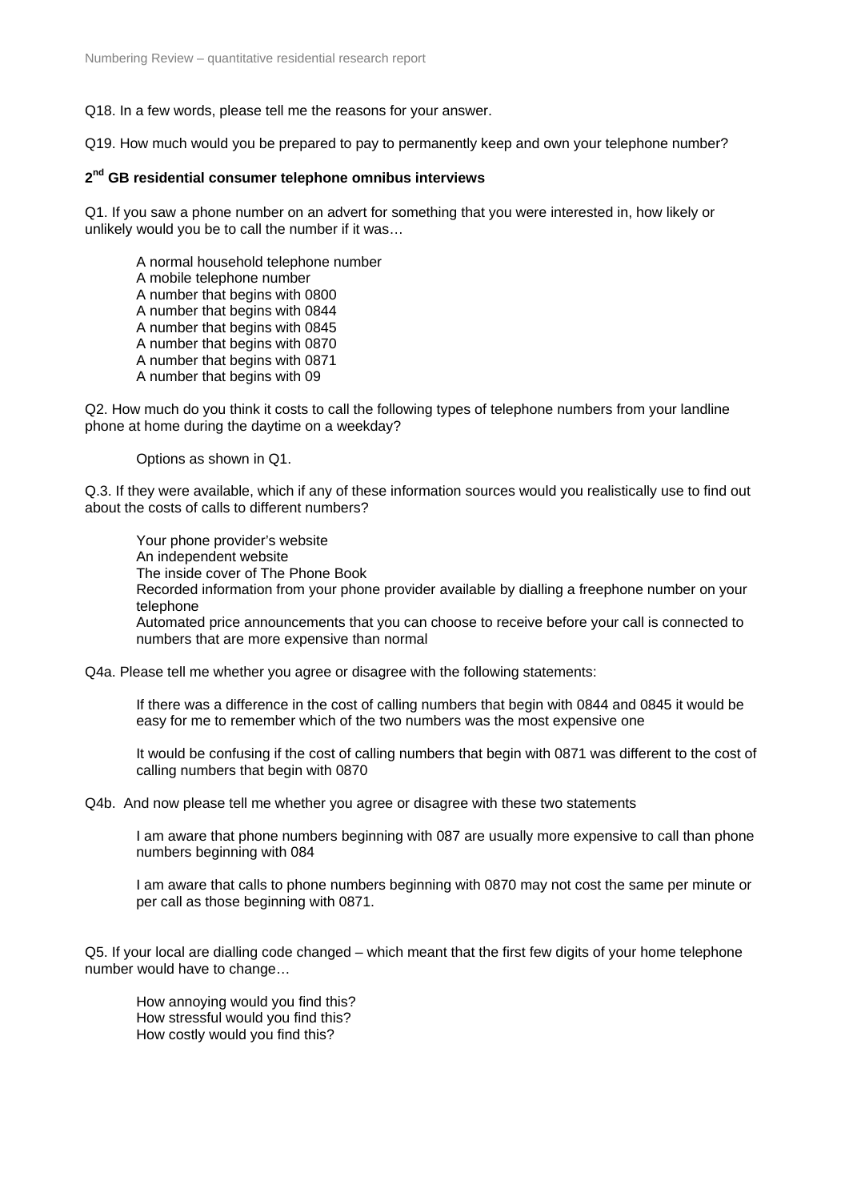Q18. In a few words, please tell me the reasons for your answer.

Q19. How much would you be prepared to pay to permanently keep and own your telephone number?

### 2nd GB residential consumer telephone omnibus interviews

Q1. If you saw a phone number on an advert for something that you were interested in, how likely or unlikely would you be to call the number if it was…

> A normal household telephone number
> A mobile telephone number
> A number that begins with 0800
> A number that begins with 0844
> A number that begins with 0845
> A number that begins with 0870
> A number that begins with 0871
> A number that begins with 09

Q2. How much do you think it costs to call the following types of telephone numbers from your landline phone at home during the daytime on a weekday?

> Options as shown in Q1.

Q.3. If they were available, which if any of these information sources would you realistically use to find out about the costs of calls to different numbers?

> Your phone provider's website
> An independent website
> The inside cover of The Phone Book
> Recorded information from your phone provider available by dialling a freephone number on your telephone
> Automated price announcements that you can choose to receive before your call is connected to numbers that are more expensive than normal

Q4a. Please tell me whether you agree or disagree with the following statements:

> If there was a difference in the cost of calling numbers that begin with 0844 and 0845 it would be easy for me to remember which of the two numbers was the most expensive one
>
> It would be confusing if the cost of calling numbers that begin with 0871 was different to the cost of calling numbers that begin with 0870

Q4b. And now please tell me whether you agree or disagree with these two statements

> I am aware that phone numbers beginning with 087 are usually more expensive to call than phone numbers beginning with 084
>
> I am aware that calls to phone numbers beginning with 0870 may not cost the same per minute or per call as those beginning with 0871.

Q5. If your local are dialling code changed – which meant that the first few digits of your home telephone number would have to change…

> How annoying would you find this?
> How stressful would you find this?
> How costly would you find this?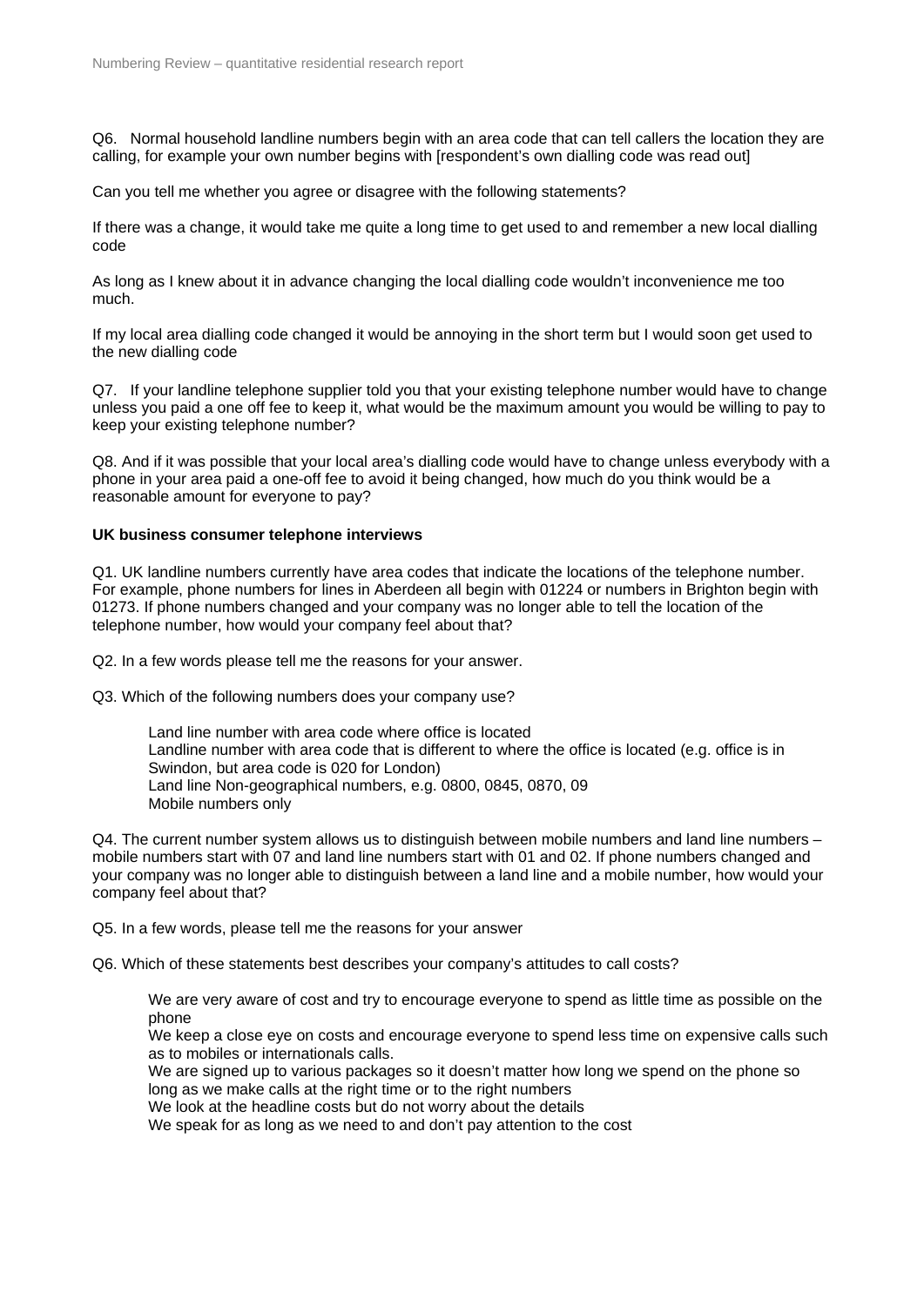Q6. Normal household landline numbers begin with an area code that can tell callers the location they are calling, for example your own number begins with [respondent's own dialling code was read out]

Can you tell me whether you agree or disagree with the following statements?

If there was a change, it would take me quite a long time to get used to and remember a new local dialling code

As long as I knew about it in advance changing the local dialling code wouldn't inconvenience me too much.

If my local area dialling code changed it would be annoying in the short term but I would soon get used to the new dialling code

Q7. If your landline telephone supplier told you that your existing telephone number would have to change unless you paid a one off fee to keep it, what would be the maximum amount you would be willing to pay to keep your existing telephone number?

Q8. And if it was possible that your local area's dialling code would have to change unless everybody with a phone in your area paid a one-off fee to avoid it being changed, how much do you think would be a reasonable amount for everyone to pay?

**UK business consumer telephone interviews**

Q1. UK landline numbers currently have area codes that indicate the locations of the telephone number. For example, phone numbers for lines in Aberdeen all begin with 01224 or numbers in Brighton begin with 01273. If phone numbers changed and your company was no longer able to tell the location of the telephone number, how would your company feel about that?

Q2. In a few words please tell me the reasons for your answer.

Q3. Which of the following numbers does your company use?

Land line number with area code where office is located
Landline number with area code that is different to where the office is located (e.g. office is in Swindon, but area code is 020 for London)
Land line Non-geographical numbers, e.g. 0800, 0845, 0870, 09
Mobile numbers only

Q4. The current number system allows us to distinguish between mobile numbers and land line numbers – mobile numbers start with 07 and land line numbers start with 01 and 02. If phone numbers changed and your company was no longer able to distinguish between a land line and a mobile number, how would your company feel about that?

Q5. In a few words, please tell me the reasons for your answer

Q6. Which of these statements best describes your company's attitudes to call costs?

We are very aware of cost and try to encourage everyone to spend as little time as possible on the phone
We keep a close eye on costs and encourage everyone to spend less time on expensive calls such as to mobiles or internationals calls.
We are signed up to various packages so it doesn't matter how long we spend on the phone so long as we make calls at the right time or to the right numbers
We look at the headline costs but do not worry about the details
We speak for as long as we need to and don't pay attention to the cost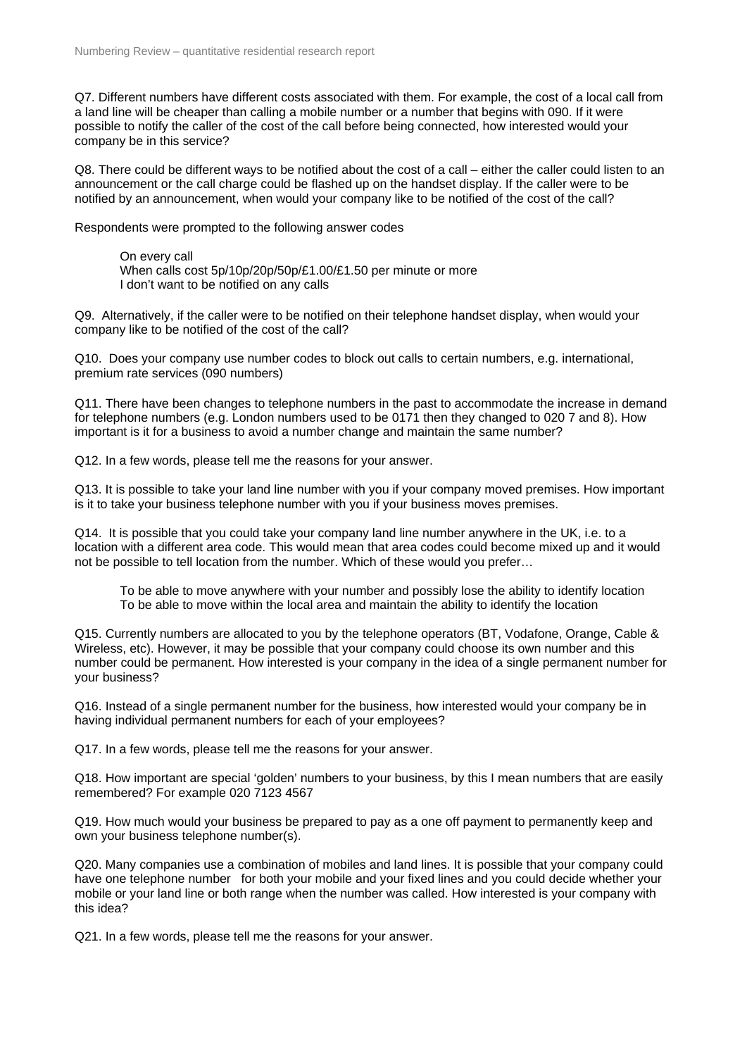Q7. Different numbers have different costs associated with them. For example, the cost of a local call from a land line will be cheaper than calling a mobile number or a number that begins with 090. If it were possible to notify the caller of the cost of the call before being connected, how interested would your company be in this service?

Q8. There could be different ways to be notified about the cost of a call – either the caller could listen to an announcement or the call charge could be flashed up on the handset display. If the caller were to be notified by an announcement, when would your company like to be notified of the cost of the call?

Respondents were prompted to the following answer codes

> On every call
> When calls cost 5p/10p/20p/50p/£1.00/£1.50 per minute or more
> I don't want to be notified on any calls

Q9. Alternatively, if the caller were to be notified on their telephone handset display, when would your company like to be notified of the cost of the call?

Q10. Does your company use number codes to block out calls to certain numbers, e.g. international, premium rate services (090 numbers)

Q11. There have been changes to telephone numbers in the past to accommodate the increase in demand for telephone numbers (e.g. London numbers used to be 0171 then they changed to 020 7 and 8). How important is it for a business to avoid a number change and maintain the same number?

Q12. In a few words, please tell me the reasons for your answer.

Q13. It is possible to take your land line number with you if your company moved premises. How important is it to take your business telephone number with you if your business moves premises.

Q14. It is possible that you could take your company land line number anywhere in the UK, i.e. to a location with a different area code. This would mean that area codes could become mixed up and it would not be possible to tell location from the number. Which of these would you prefer…

> To be able to move anywhere with your number and possibly lose the ability to identify location
> To be able to move within the local area and maintain the ability to identify the location

Q15. Currently numbers are allocated to you by the telephone operators (BT, Vodafone, Orange, Cable & Wireless, etc). However, it may be possible that your company could choose its own number and this number could be permanent. How interested is your company in the idea of a single permanent number for your business?

Q16. Instead of a single permanent number for the business, how interested would your company be in having individual permanent numbers for each of your employees?

Q17. In a few words, please tell me the reasons for your answer.

Q18. How important are special 'golden' numbers to your business, by this I mean numbers that are easily remembered? For example 020 7123 4567

Q19. How much would your business be prepared to pay as a one off payment to permanently keep and own your business telephone number(s).

Q20. Many companies use a combination of mobiles and land lines. It is possible that your company could have one telephone number for both your mobile and your fixed lines and you could decide whether your mobile or your land line or both range when the number was called. How interested is your company with this idea?

Q21. In a few words, please tell me the reasons for your answer.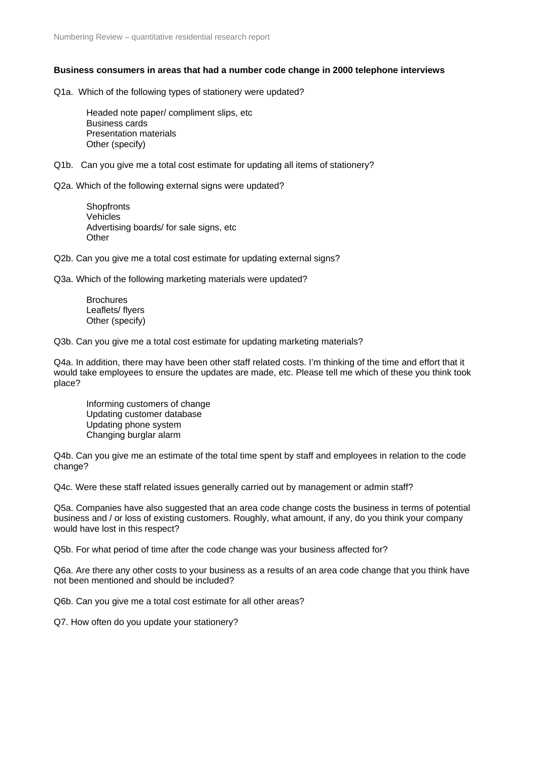**Business consumers in areas that had a number code change in 2000 telephone interviews**

Q1a. Which of the following types of stationery were updated?

- Headed note paper/ compliment slips, etc
- Business cards
- Presentation materials
- Other (specify)

Q1b. Can you give me a total cost estimate for updating all items of stationery?

Q2a. Which of the following external signs were updated?

- Shopfronts
- Vehicles
- Advertising boards/ for sale signs, etc
- Other

Q2b. Can you give me a total cost estimate for updating external signs?

Q3a. Which of the following marketing materials were updated?

- Brochures
- Leaflets/ flyers
- Other (specify)

Q3b. Can you give me a total cost estimate for updating marketing materials?

Q4a. In addition, there may have been other staff related costs. I'm thinking of the time and effort that it would take employees to ensure the updates are made, etc. Please tell me which of these you think took place?

- Informing customers of change
- Updating customer database
- Updating phone system
- Changing burglar alarm

Q4b. Can you give me an estimate of the total time spent by staff and employees in relation to the code change?

Q4c. Were these staff related issues generally carried out by management or admin staff?

Q5a. Companies have also suggested that an area code change costs the business in terms of potential business and / or loss of existing customers. Roughly, what amount, if any, do you think your company would have lost in this respect?

Q5b. For what period of time after the code change was your business affected for?

Q6a. Are there any other costs to your business as a results of an area code change that you think have not been mentioned and should be included?

Q6b. Can you give me a total cost estimate for all other areas?

Q7. How often do you update your stationery?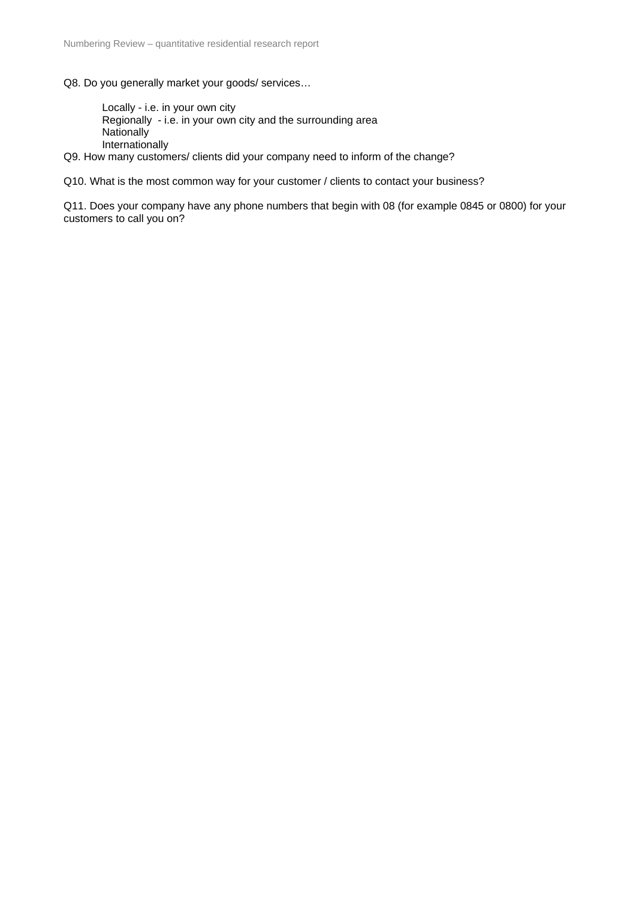Q8. Do you generally market your goods/ services…

Locally - i.e. in your own city  
Regionally - i.e. in your own city and the surrounding area  
Nationally  
Internationally

Q9. How many customers/ clients did your company need to inform of the change?

Q10. What is the most common way for your customer / clients to contact your business?

Q11. Does your company have any phone numbers that begin with 08 (for example 0845 or 0800) for your customers to call you on?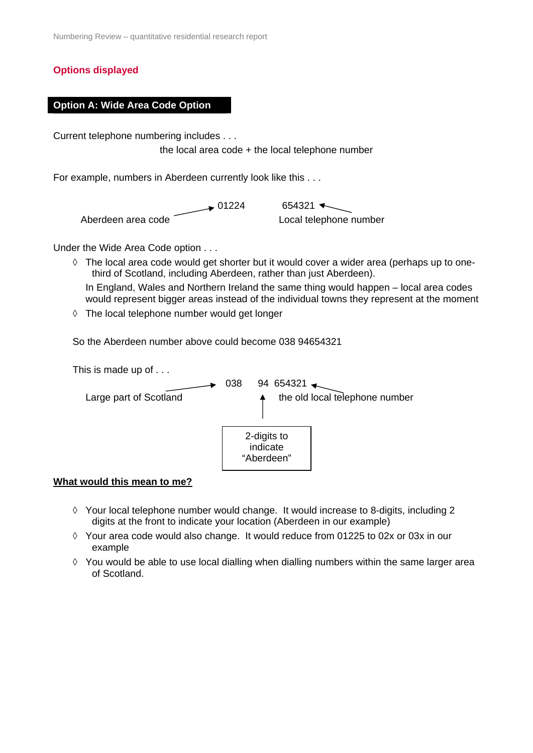## Options displayed

### Option A: Wide Area Code Option

Current telephone numbering includes . . .

the local area code + the local telephone number

For example, numbers in Aberdeen currently look like this . . .

Aberdeen area code → 01224    654321 ← Local telephone number

Under the Wide Area Code option . . .

- ◊ The local area code would get shorter but it would cover a wider area (perhaps up to one-third of Scotland, including Aberdeen, rather than just Aberdeen).

  In England, Wales and Northern Ireland the same thing would happen – local area codes would represent bigger areas instead of the individual towns they represent at the moment
- ◊ The local telephone number would get longer

So the Aberdeen number above could become 038 94654321

This is made up of . . .

Large part of Scotland → 038    94 654321 ← the old local telephone number

↑ 2-digits to indicate "Aberdeen" (refers to 94)

**What would this mean to me?**

- ◊ Your local telephone number would change. It would increase to 8-digits, including 2 digits at the front to indicate your location (Aberdeen in our example)
- ◊ Your area code would also change. It would reduce from 01225 to 02x or 03x in our example
- ◊ You would be able to use local dialling when dialling numbers within the same larger area of Scotland.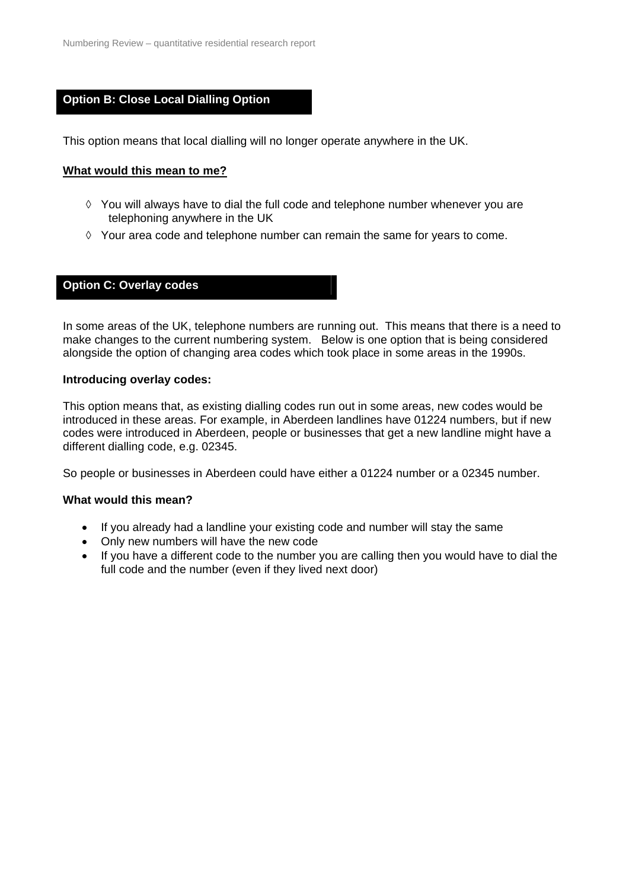## Option B: Close Local Dialling Option

This option means that local dialling will no longer operate anywhere in the UK.

**What would this mean to me?**

- ◊ You will always have to dial the full code and telephone number whenever you are telephoning anywhere in the UK
- ◊ Your area code and telephone number can remain the same for years to come.

## Option C: Overlay codes

In some areas of the UK, telephone numbers are running out. This means that there is a need to make changes to the current numbering system. Below is one option that is being considered alongside the option of changing area codes which took place in some areas in the 1990s.

**Introducing overlay codes:**

This option means that, as existing dialling codes run out in some areas, new codes would be introduced in these areas. For example, in Aberdeen landlines have 01224 numbers, but if new codes were introduced in Aberdeen, people or businesses that get a new landline might have a different dialling code, e.g. 02345.

So people or businesses in Aberdeen could have either a 01224 number or a 02345 number.

**What would this mean?**

- If you already had a landline your existing code and number will stay the same
- Only new numbers will have the new code
- If you have a different code to the number you are calling then you would have to dial the full code and the number (even if they lived next door)